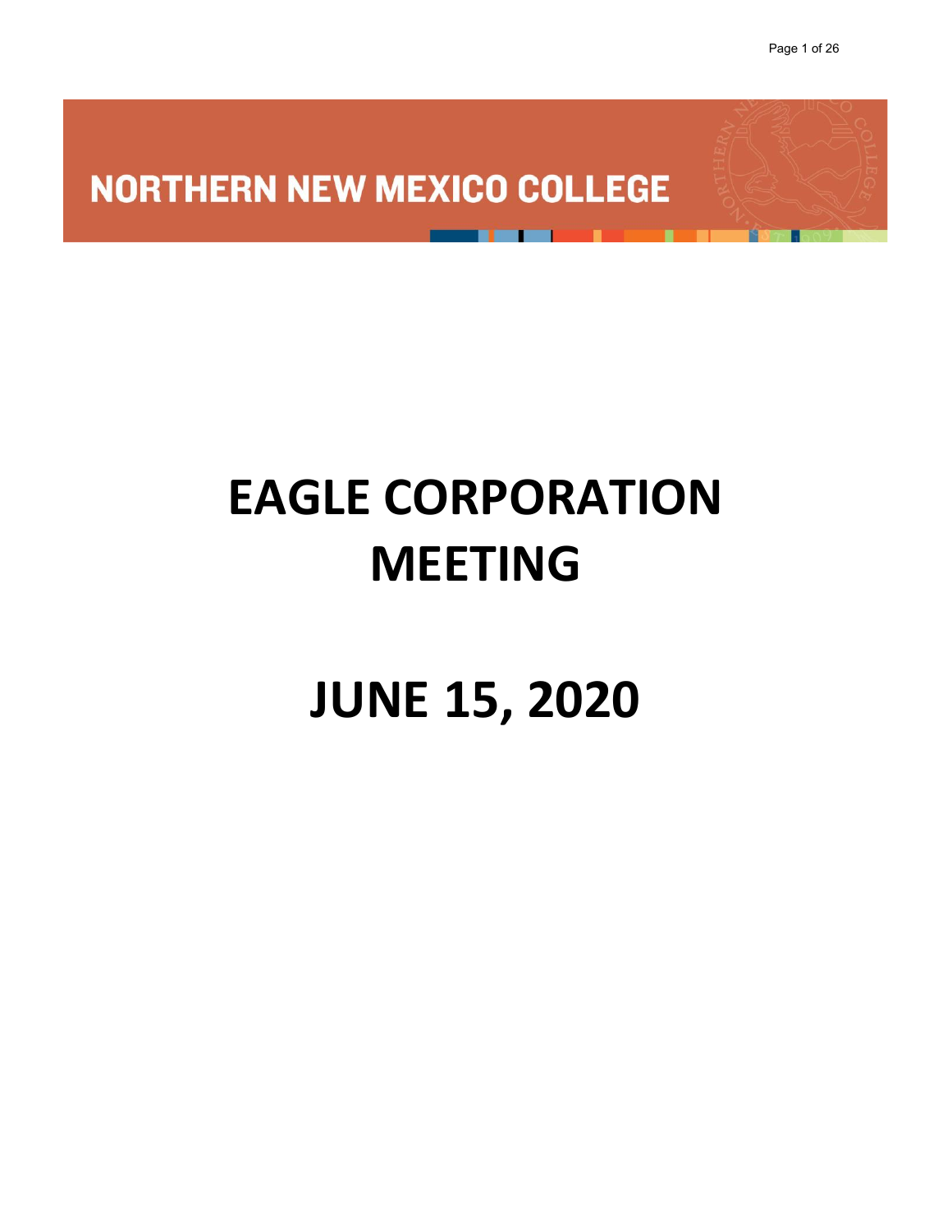NORTHERN NEW MEXICO COLLEGE

# EAGLE CORPORATION MEETING

# JUNE 15, 2020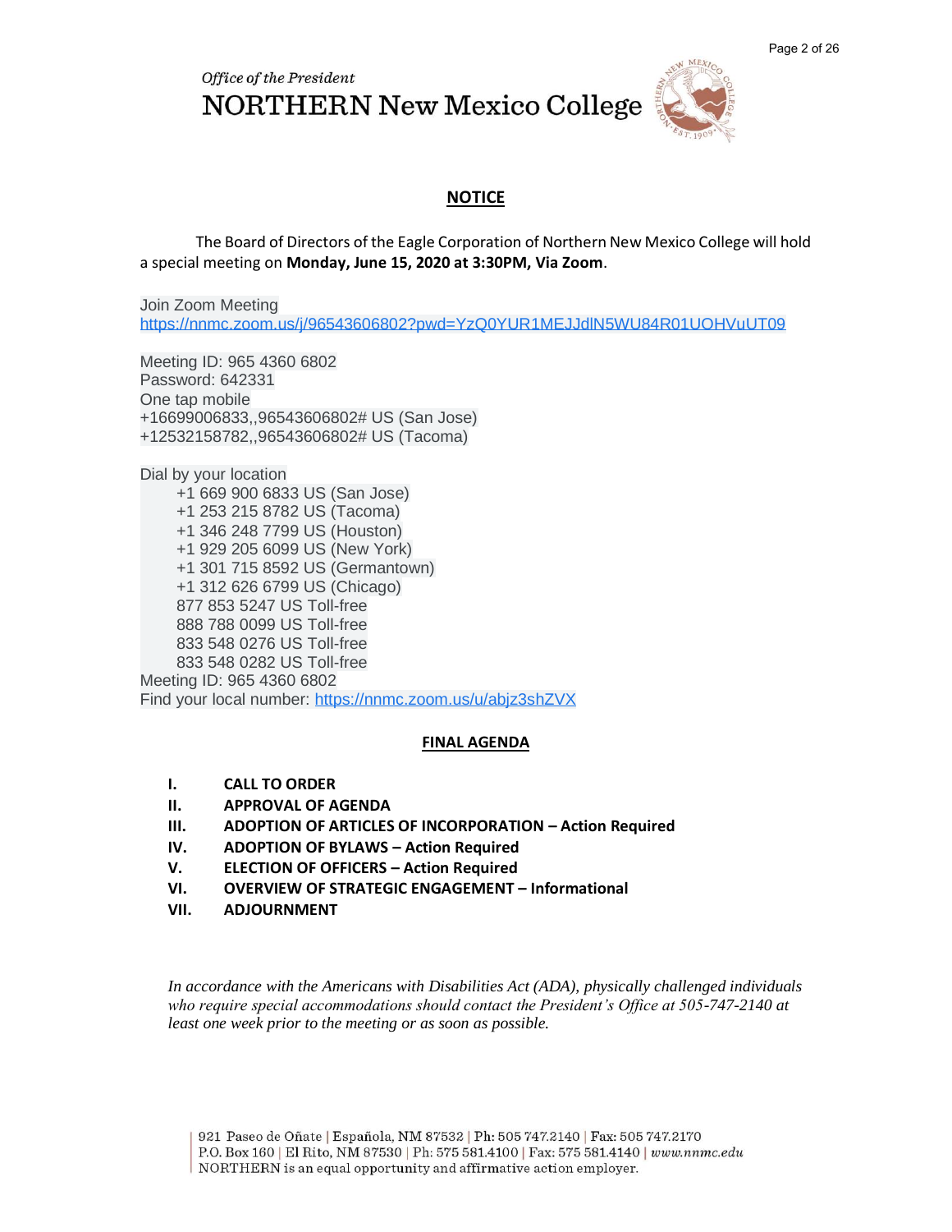*Office of the President*

NORTHERN New Mexico College

## NOTICE

The Board of Directors of the Eagle Corporation of Northern New Mexico College will hold a special meeting on **Monday, June 15, 2020 at 3:30PM, Via Zoom**.

Join Zoom Meeting
https://nnmc.zoom.us/j/96543606802?pwd=YzQ0YUR1MEJJdlN5WU84R01UOHVuUT09

Meeting ID: 965 4360 6802
Password: 642331
One tap mobile
+16699006833,,96543606802# US (San Jose)
+12532158782,,96543606802# US (Tacoma)

Dial by your location
+1 669 900 6833 US (San Jose)
+1 253 215 8782 US (Tacoma)
+1 346 248 7799 US (Houston)
+1 929 205 6099 US (New York)
+1 301 715 8592 US (Germantown)
+1 312 626 6799 US (Chicago)
877 853 5247 US Toll-free
888 788 0099 US Toll-free
833 548 0276 US Toll-free
833 548 0282 US Toll-free
Meeting ID: 965 4360 6802
Find your local number: https://nnmc.zoom.us/u/abjz3shZVX

## FINAL AGENDA

- **I. CALL TO ORDER**
- **II. APPROVAL OF AGENDA**
- **III. ADOPTION OF ARTICLES OF INCORPORATION – Action Required**
- **IV. ADOPTION OF BYLAWS – Action Required**
- **V. ELECTION OF OFFICERS – Action Required**
- **VI. OVERVIEW OF STRATEGIC ENGAGEMENT – Informational**
- **VII. ADJOURNMENT**

*In accordance with the Americans with Disabilities Act (ADA), physically challenged individuals who require special accommodations should contact the President's Office at 505-747-2140 at least one week prior to the meeting or as soon as possible.*

921 Paseo de Oñate | Española, NM 87532 | Ph: 505 747.2140 | Fax: 505 747.2170
P.O. Box 160 | El Rito, NM 87530 | Ph: 575 581.4100 | Fax: 575 581.4140 | *www.nnmc.edu*
NORTHERN is an equal opportunity and affirmative action employer.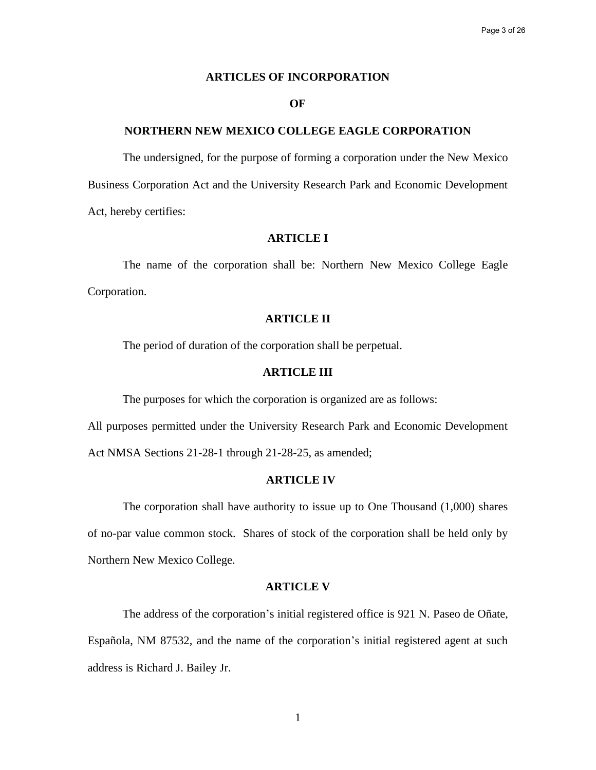# ARTICLES OF INCORPORATION

# OF

# NORTHERN NEW MEXICO COLLEGE EAGLE CORPORATION

The undersigned, for the purpose of forming a corporation under the New Mexico Business Corporation Act and the University Research Park and Economic Development Act, hereby certifies:

## ARTICLE I

The name of the corporation shall be: Northern New Mexico College Eagle Corporation.

## ARTICLE II

The period of duration of the corporation shall be perpetual.

## ARTICLE III

The purposes for which the corporation is organized are as follows:

All purposes permitted under the University Research Park and Economic Development Act NMSA Sections 21-28-1 through 21-28-25, as amended;

## ARTICLE IV

The corporation shall have authority to issue up to One Thousand (1,000) shares of no-par value common stock. Shares of stock of the corporation shall be held only by Northern New Mexico College.

## ARTICLE V

The address of the corporation's initial registered office is 921 N. Paseo de Oñate, Española, NM 87532, and the name of the corporation's initial registered agent at such address is Richard J. Bailey Jr.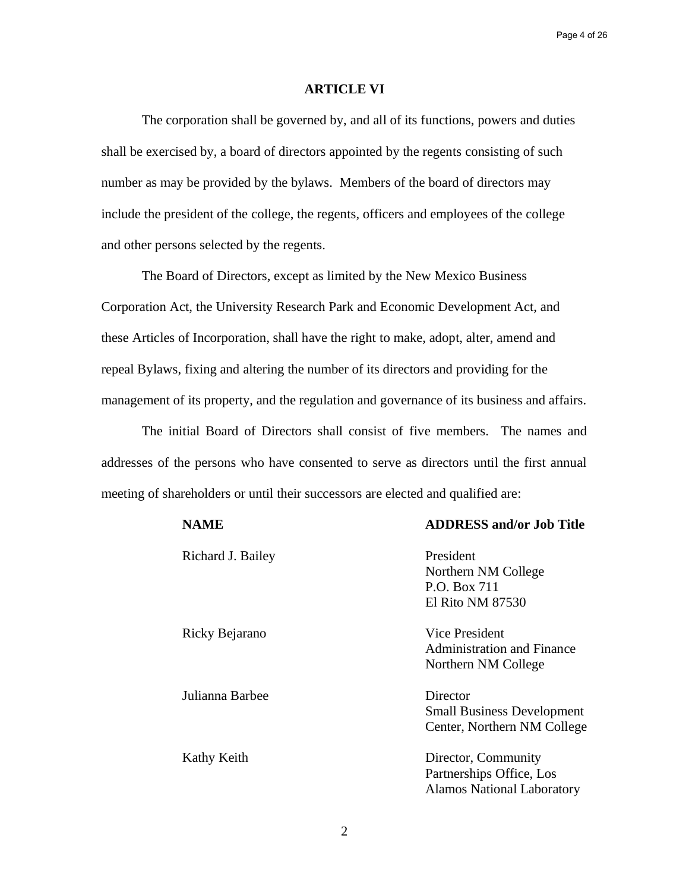## ARTICLE VI

The corporation shall be governed by, and all of its functions, powers and duties shall be exercised by, a board of directors appointed by the regents consisting of such number as may be provided by the bylaws. Members of the board of directors may include the president of the college, the regents, officers and employees of the college and other persons selected by the regents.

The Board of Directors, except as limited by the New Mexico Business Corporation Act, the University Research Park and Economic Development Act, and these Articles of Incorporation, shall have the right to make, adopt, alter, amend and repeal Bylaws, fixing and altering the number of its directors and providing for the management of its property, and the regulation and governance of its business and affairs.

The initial Board of Directors shall consist of five members. The names and addresses of the persons who have consented to serve as directors until the first annual meeting of shareholders or until their successors are elected and qualified are:

| NAME | ADDRESS and/or Job Title |
|---|---|
| Richard J. Bailey | President<br>Northern NM College<br>P.O. Box 711<br>El Rito NM 87530 |
| Ricky Bejarano | Vice President<br>Administration and Finance<br>Northern NM College |
| Julianna Barbee | Director<br>Small Business Development<br>Center, Northern NM College |
| Kathy Keith | Director, Community<br>Partnerships Office, Los<br>Alamos National Laboratory |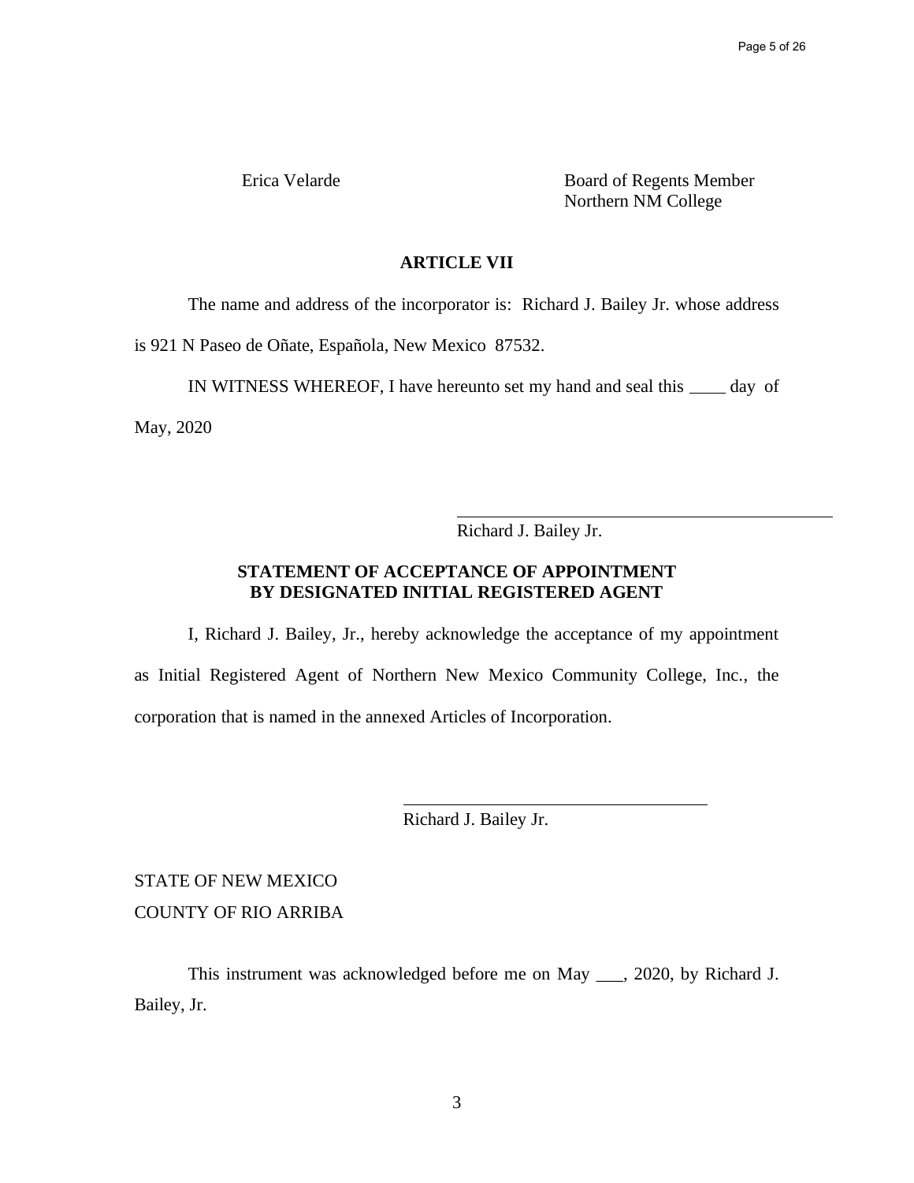| Erica Velarde | Board of Regents Member<br>Northern NM College |
|---|---|

**ARTICLE VII**

The name and address of the incorporator is: Richard J. Bailey Jr. whose address is 921 N Paseo de Oñate, Española, New Mexico 87532.

IN WITNESS WHEREOF, I have hereunto set my hand and seal this ____ day of May, 2020

_______________________________________
Richard J. Bailey Jr.

**STATEMENT OF ACCEPTANCE OF APPOINTMENT BY DESIGNATED INITIAL REGISTERED AGENT**

I, Richard J. Bailey, Jr., hereby acknowledge the acceptance of my appointment as Initial Registered Agent of Northern New Mexico Community College, Inc., the corporation that is named in the annexed Articles of Incorporation.

_______________________________
Richard J. Bailey Jr.

STATE OF NEW MEXICO
COUNTY OF RIO ARRIBA

This instrument was acknowledged before me on May ___, 2020, by Richard J. Bailey, Jr.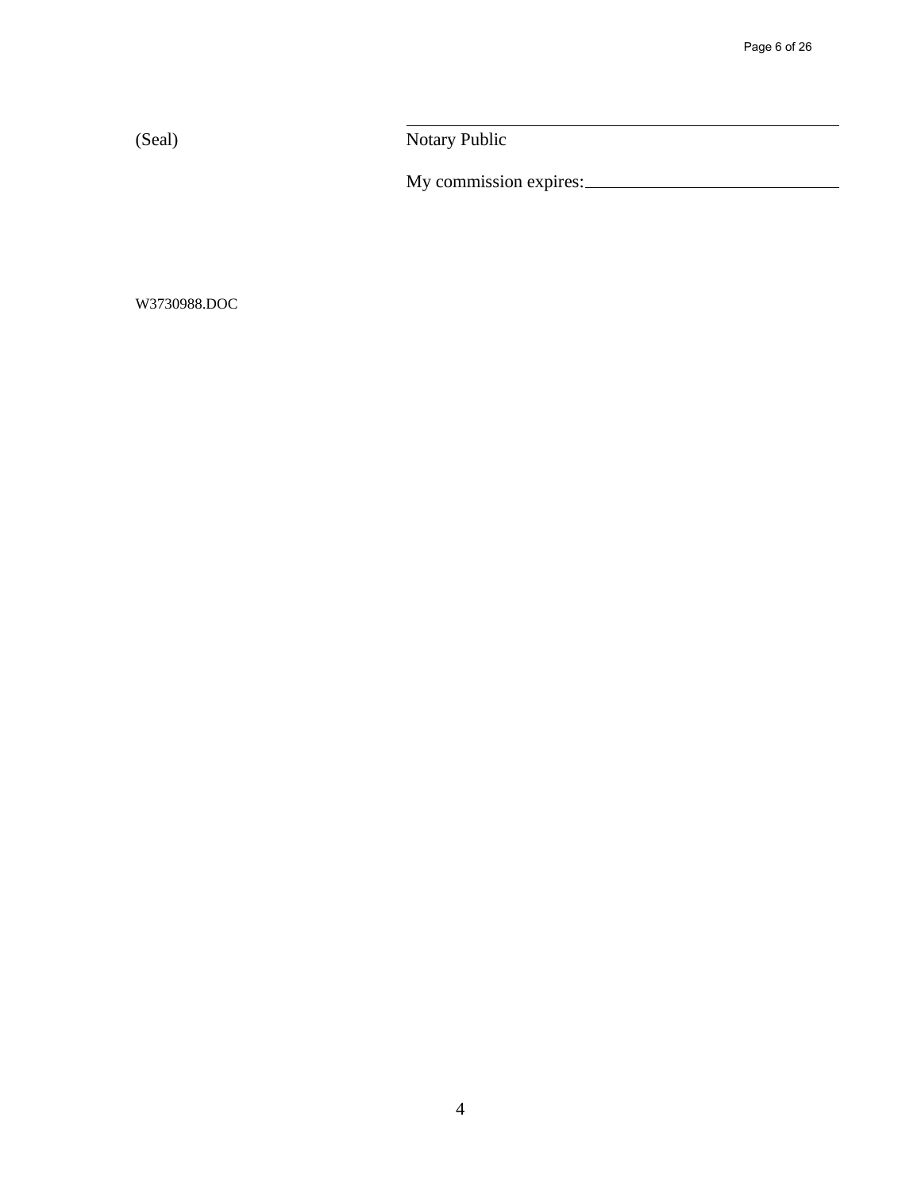(Seal) \_\_\_\_\_\_\_\_\_\_\_\_\_\_\_\_\_\_\_\_\_\_\_\_\_\_\_\_\_\_\_\_\_\_\_\_\_\_\_\_

Notary Public

My commission expires:\_\_\_\_\_\_\_\_\_\_\_\_\_\_\_\_\_\_\_\_\_\_\_\_\_\_\_\_

W3730988.DOC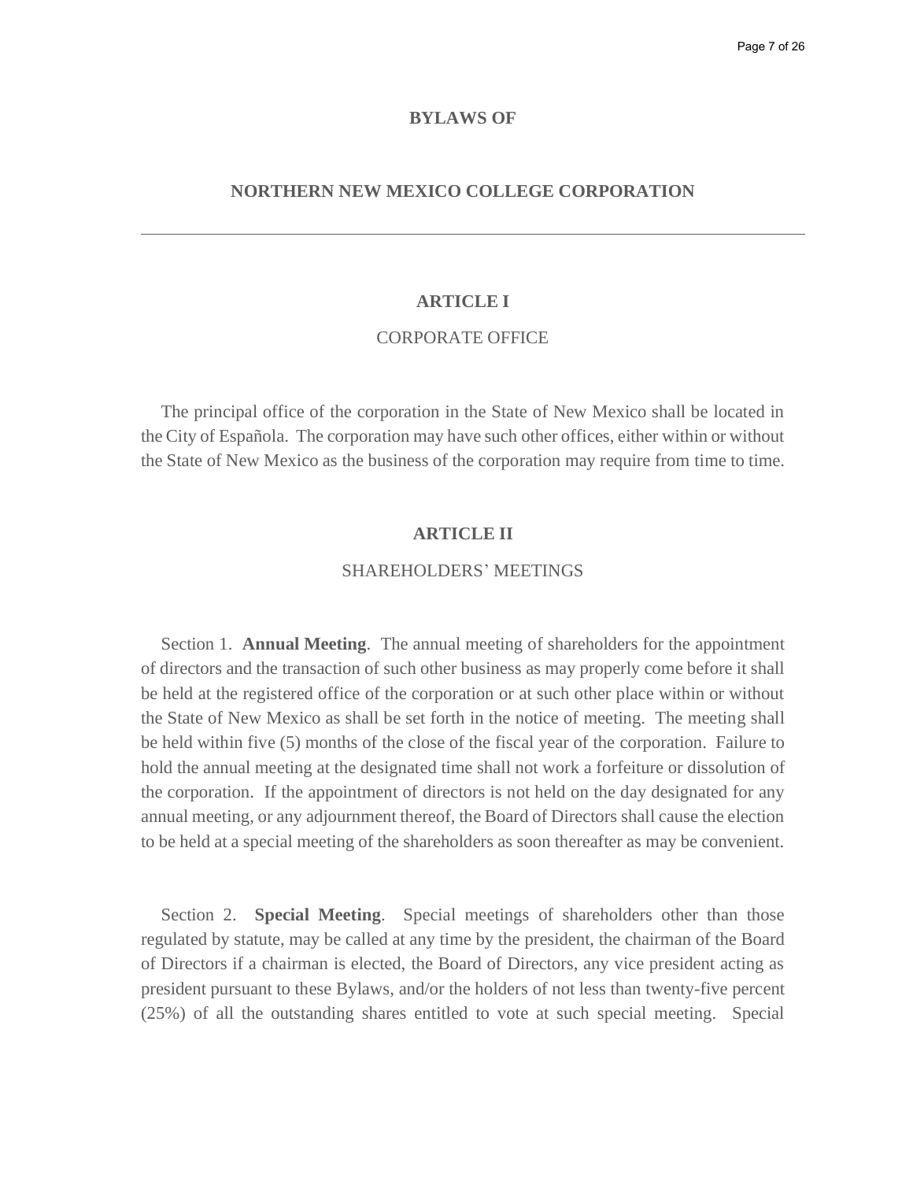# BYLAWS OF

# NORTHERN NEW MEXICO COLLEGE CORPORATION

---

## ARTICLE I

CORPORATE OFFICE

The principal office of the corporation in the State of New Mexico shall be located in the City of Española. The corporation may have such other offices, either within or without the State of New Mexico as the business of the corporation may require from time to time.

## ARTICLE II

SHAREHOLDERS' MEETINGS

Section 1. **Annual Meeting**. The annual meeting of shareholders for the appointment of directors and the transaction of such other business as may properly come before it shall be held at the registered office of the corporation or at such other place within or without the State of New Mexico as shall be set forth in the notice of meeting. The meeting shall be held within five (5) months of the close of the fiscal year of the corporation. Failure to hold the annual meeting at the designated time shall not work a forfeiture or dissolution of the corporation. If the appointment of directors is not held on the day designated for any annual meeting, or any adjournment thereof, the Board of Directors shall cause the election to be held at a special meeting of the shareholders as soon thereafter as may be convenient.

Section 2. **Special Meeting**. Special meetings of shareholders other than those regulated by statute, may be called at any time by the president, the chairman of the Board of Directors if a chairman is elected, the Board of Directors, any vice president acting as president pursuant to these Bylaws, and/or the holders of not less than twenty-five percent (25%) of all the outstanding shares entitled to vote at such special meeting. Special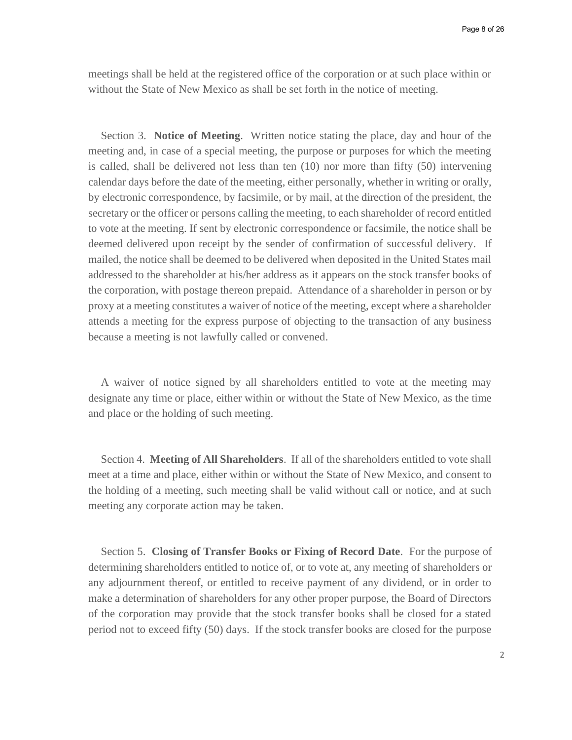meetings shall be held at the registered office of the corporation or at such place within or without the State of New Mexico as shall be set forth in the notice of meeting.

Section 3. **Notice of Meeting**. Written notice stating the place, day and hour of the meeting and, in case of a special meeting, the purpose or purposes for which the meeting is called, shall be delivered not less than ten (10) nor more than fifty (50) intervening calendar days before the date of the meeting, either personally, whether in writing or orally, by electronic correspondence, by facsimile, or by mail, at the direction of the president, the secretary or the officer or persons calling the meeting, to each shareholder of record entitled to vote at the meeting. If sent by electronic correspondence or facsimile, the notice shall be deemed delivered upon receipt by the sender of confirmation of successful delivery. If mailed, the notice shall be deemed to be delivered when deposited in the United States mail addressed to the shareholder at his/her address as it appears on the stock transfer books of the corporation, with postage thereon prepaid. Attendance of a shareholder in person or by proxy at a meeting constitutes a waiver of notice of the meeting, except where a shareholder attends a meeting for the express purpose of objecting to the transaction of any business because a meeting is not lawfully called or convened.

A waiver of notice signed by all shareholders entitled to vote at the meeting may designate any time or place, either within or without the State of New Mexico, as the time and place or the holding of such meeting.

Section 4. **Meeting of All Shareholders**. If all of the shareholders entitled to vote shall meet at a time and place, either within or without the State of New Mexico, and consent to the holding of a meeting, such meeting shall be valid without call or notice, and at such meeting any corporate action may be taken.

Section 5. **Closing of Transfer Books or Fixing of Record Date**. For the purpose of determining shareholders entitled to notice of, or to vote at, any meeting of shareholders or any adjournment thereof, or entitled to receive payment of any dividend, or in order to make a determination of shareholders for any other proper purpose, the Board of Directors of the corporation may provide that the stock transfer books shall be closed for a stated period not to exceed fifty (50) days. If the stock transfer books are closed for the purpose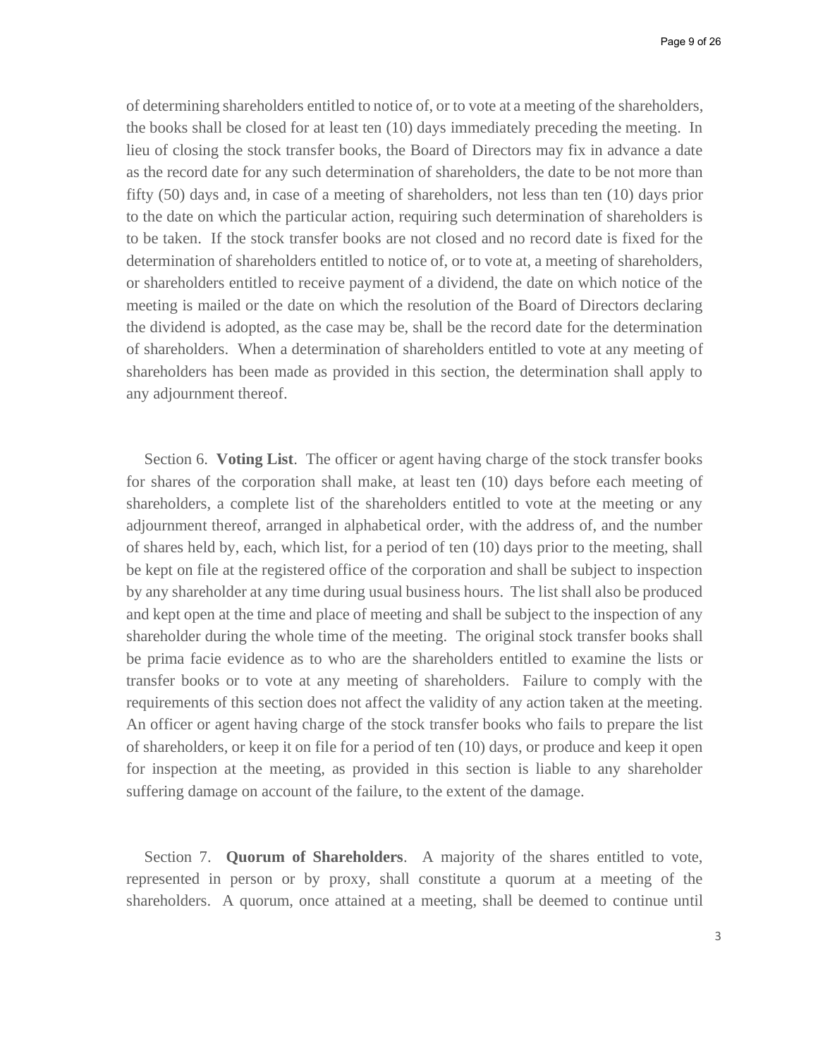of determining shareholders entitled to notice of, or to vote at a meeting of the shareholders, the books shall be closed for at least ten (10) days immediately preceding the meeting. In lieu of closing the stock transfer books, the Board of Directors may fix in advance a date as the record date for any such determination of shareholders, the date to be not more than fifty (50) days and, in case of a meeting of shareholders, not less than ten (10) days prior to the date on which the particular action, requiring such determination of shareholders is to be taken. If the stock transfer books are not closed and no record date is fixed for the determination of shareholders entitled to notice of, or to vote at, a meeting of shareholders, or shareholders entitled to receive payment of a dividend, the date on which notice of the meeting is mailed or the date on which the resolution of the Board of Directors declaring the dividend is adopted, as the case may be, shall be the record date for the determination of shareholders. When a determination of shareholders entitled to vote at any meeting of shareholders has been made as provided in this section, the determination shall apply to any adjournment thereof.

Section 6. **Voting List**. The officer or agent having charge of the stock transfer books for shares of the corporation shall make, at least ten (10) days before each meeting of shareholders, a complete list of the shareholders entitled to vote at the meeting or any adjournment thereof, arranged in alphabetical order, with the address of, and the number of shares held by, each, which list, for a period of ten (10) days prior to the meeting, shall be kept on file at the registered office of the corporation and shall be subject to inspection by any shareholder at any time during usual business hours. The list shall also be produced and kept open at the time and place of meeting and shall be subject to the inspection of any shareholder during the whole time of the meeting. The original stock transfer books shall be prima facie evidence as to who are the shareholders entitled to examine the lists or transfer books or to vote at any meeting of shareholders. Failure to comply with the requirements of this section does not affect the validity of any action taken at the meeting. An officer or agent having charge of the stock transfer books who fails to prepare the list of shareholders, or keep it on file for a period of ten (10) days, or produce and keep it open for inspection at the meeting, as provided in this section is liable to any shareholder suffering damage on account of the failure, to the extent of the damage.

Section 7. **Quorum of Shareholders**. A majority of the shares entitled to vote, represented in person or by proxy, shall constitute a quorum at a meeting of the shareholders. A quorum, once attained at a meeting, shall be deemed to continue until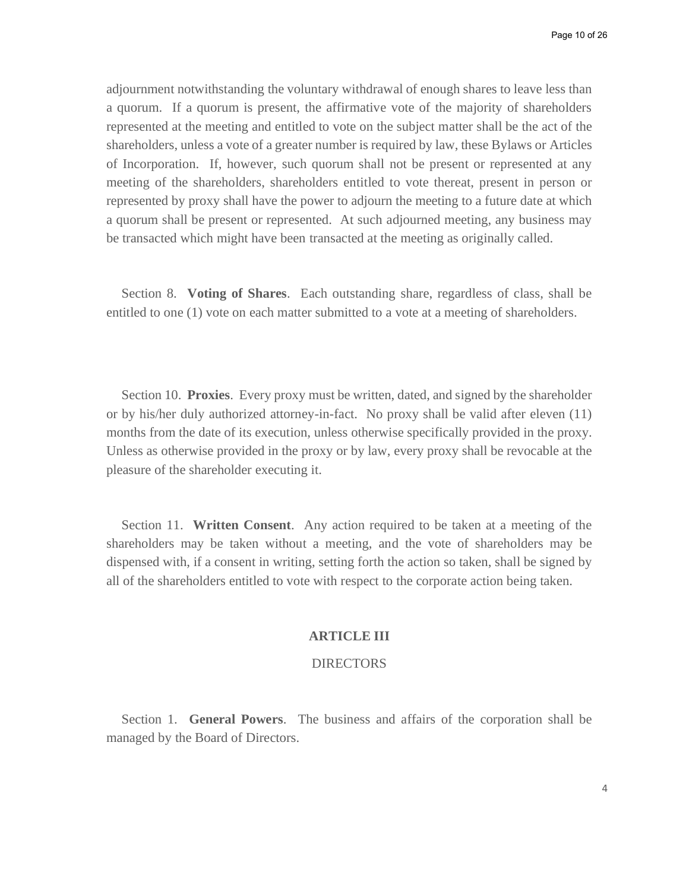adjournment notwithstanding the voluntary withdrawal of enough shares to leave less than a quorum. If a quorum is present, the affirmative vote of the majority of shareholders represented at the meeting and entitled to vote on the subject matter shall be the act of the shareholders, unless a vote of a greater number is required by law, these Bylaws or Articles of Incorporation. If, however, such quorum shall not be present or represented at any meeting of the shareholders, shareholders entitled to vote thereat, present in person or represented by proxy shall have the power to adjourn the meeting to a future date at which a quorum shall be present or represented. At such adjourned meeting, any business may be transacted which might have been transacted at the meeting as originally called.

Section 8. **Voting of Shares**. Each outstanding share, regardless of class, shall be entitled to one (1) vote on each matter submitted to a vote at a meeting of shareholders.

Section 10. **Proxies**. Every proxy must be written, dated, and signed by the shareholder or by his/her duly authorized attorney-in-fact. No proxy shall be valid after eleven (11) months from the date of its execution, unless otherwise specifically provided in the proxy. Unless as otherwise provided in the proxy or by law, every proxy shall be revocable at the pleasure of the shareholder executing it.

Section 11. **Written Consent**. Any action required to be taken at a meeting of the shareholders may be taken without a meeting, and the vote of shareholders may be dispensed with, if a consent in writing, setting forth the action so taken, shall be signed by all of the shareholders entitled to vote with respect to the corporate action being taken.

## ARTICLE III

DIRECTORS

Section 1. **General Powers**. The business and affairs of the corporation shall be managed by the Board of Directors.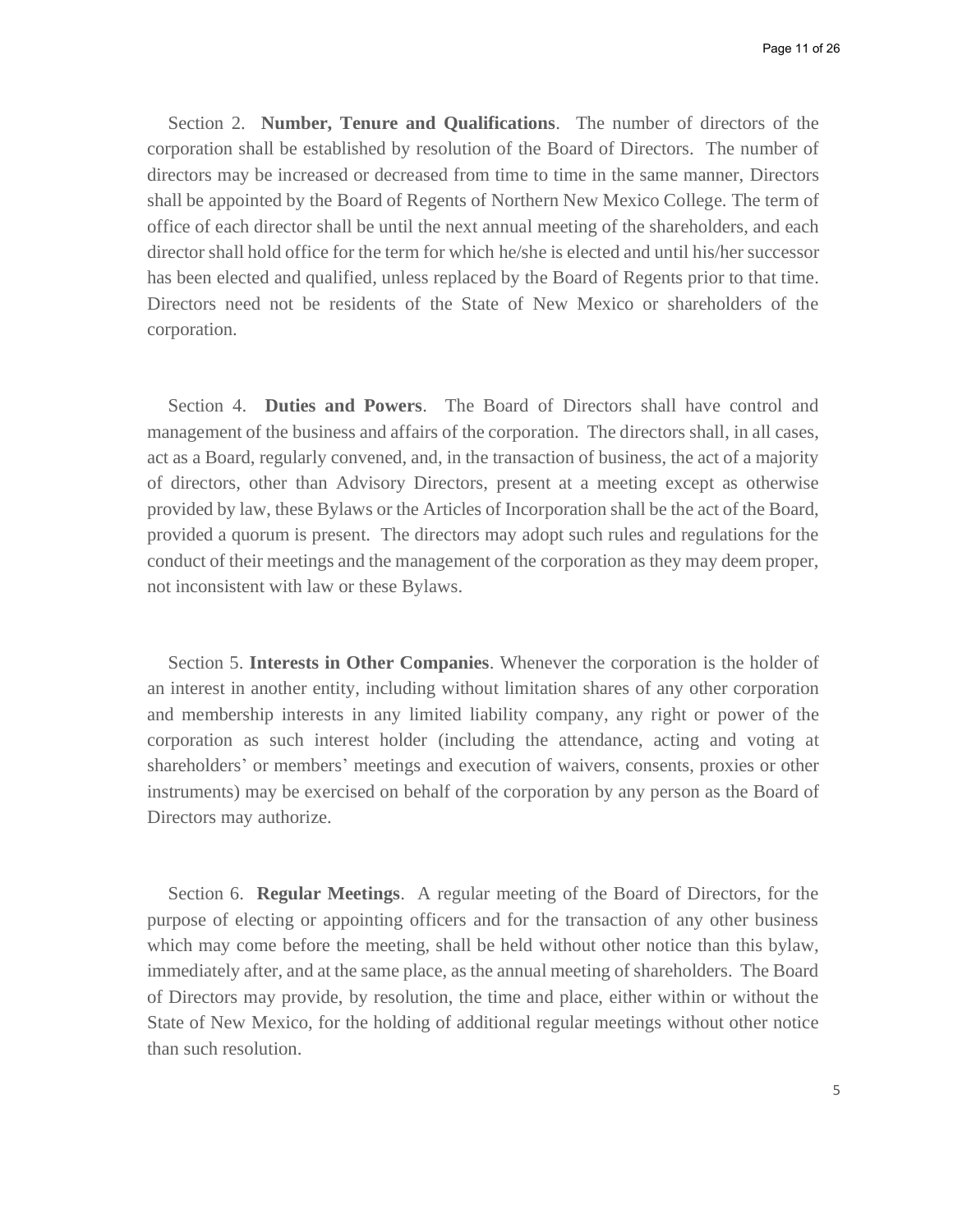Section 2. **Number, Tenure and Qualifications**. The number of directors of the corporation shall be established by resolution of the Board of Directors. The number of directors may be increased or decreased from time to time in the same manner, Directors shall be appointed by the Board of Regents of Northern New Mexico College. The term of office of each director shall be until the next annual meeting of the shareholders, and each director shall hold office for the term for which he/she is elected and until his/her successor has been elected and qualified, unless replaced by the Board of Regents prior to that time. Directors need not be residents of the State of New Mexico or shareholders of the corporation.

Section 4. **Duties and Powers**. The Board of Directors shall have control and management of the business and affairs of the corporation. The directors shall, in all cases, act as a Board, regularly convened, and, in the transaction of business, the act of a majority of directors, other than Advisory Directors, present at a meeting except as otherwise provided by law, these Bylaws or the Articles of Incorporation shall be the act of the Board, provided a quorum is present. The directors may adopt such rules and regulations for the conduct of their meetings and the management of the corporation as they may deem proper, not inconsistent with law or these Bylaws.

Section 5. **Interests in Other Companies**. Whenever the corporation is the holder of an interest in another entity, including without limitation shares of any other corporation and membership interests in any limited liability company, any right or power of the corporation as such interest holder (including the attendance, acting and voting at shareholders' or members' meetings and execution of waivers, consents, proxies or other instruments) may be exercised on behalf of the corporation by any person as the Board of Directors may authorize.

Section 6. **Regular Meetings**. A regular meeting of the Board of Directors, for the purpose of electing or appointing officers and for the transaction of any other business which may come before the meeting, shall be held without other notice than this bylaw, immediately after, and at the same place, as the annual meeting of shareholders. The Board of Directors may provide, by resolution, the time and place, either within or without the State of New Mexico, for the holding of additional regular meetings without other notice than such resolution.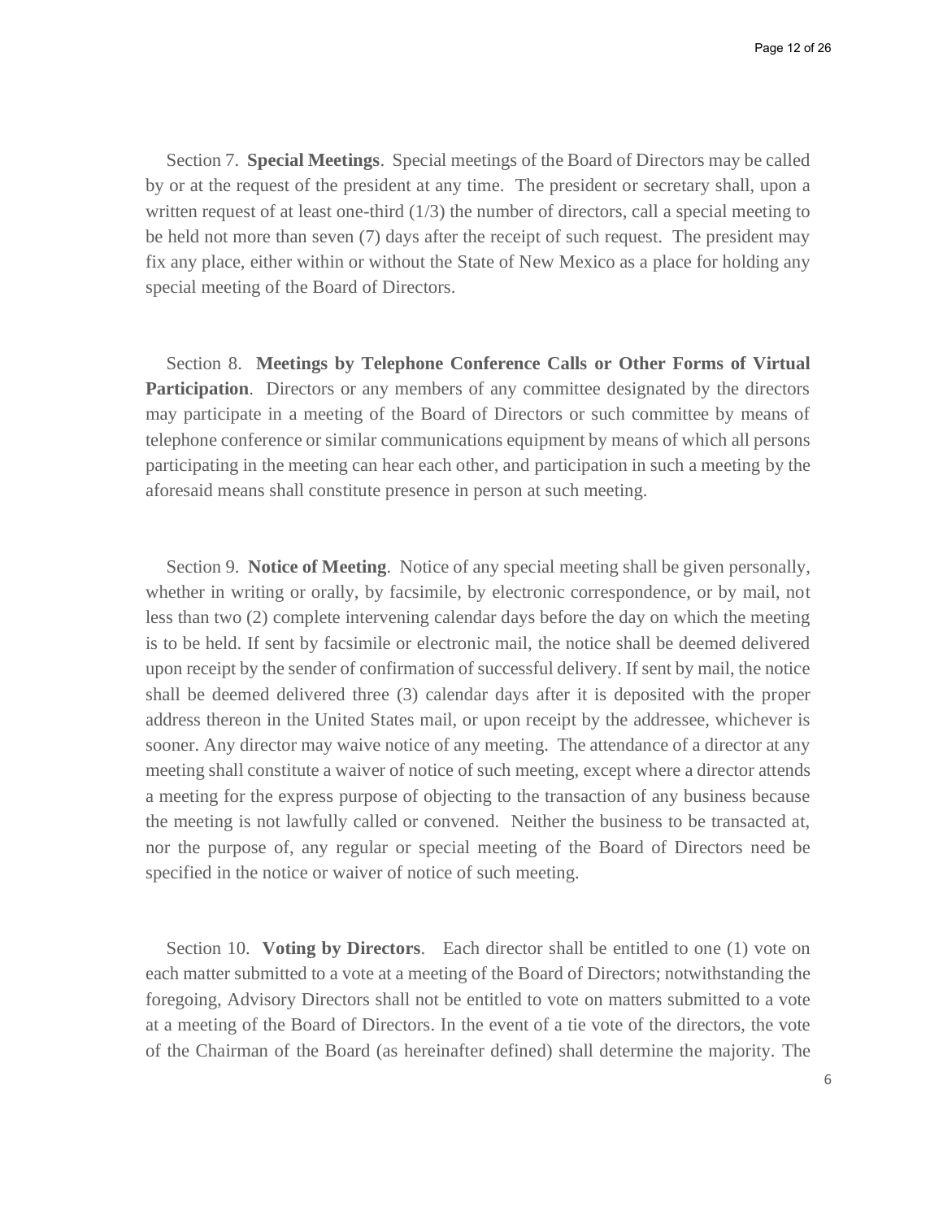Section 7. **Special Meetings**. Special meetings of the Board of Directors may be called by or at the request of the president at any time. The president or secretary shall, upon a written request of at least one-third (1/3) the number of directors, call a special meeting to be held not more than seven (7) days after the receipt of such request. The president may fix any place, either within or without the State of New Mexico as a place for holding any special meeting of the Board of Directors.

Section 8. **Meetings by Telephone Conference Calls or Other Forms of Virtual Participation**. Directors or any members of any committee designated by the directors may participate in a meeting of the Board of Directors or such committee by means of telephone conference or similar communications equipment by means of which all persons participating in the meeting can hear each other, and participation in such a meeting by the aforesaid means shall constitute presence in person at such meeting.

Section 9. **Notice of Meeting**. Notice of any special meeting shall be given personally, whether in writing or orally, by facsimile, by electronic correspondence, or by mail, not less than two (2) complete intervening calendar days before the day on which the meeting is to be held. If sent by facsimile or electronic mail, the notice shall be deemed delivered upon receipt by the sender of confirmation of successful delivery. If sent by mail, the notice shall be deemed delivered three (3) calendar days after it is deposited with the proper address thereon in the United States mail, or upon receipt by the addressee, whichever is sooner. Any director may waive notice of any meeting. The attendance of a director at any meeting shall constitute a waiver of notice of such meeting, except where a director attends a meeting for the express purpose of objecting to the transaction of any business because the meeting is not lawfully called or convened. Neither the business to be transacted at, nor the purpose of, any regular or special meeting of the Board of Directors need be specified in the notice or waiver of notice of such meeting.

Section 10. **Voting by Directors**. Each director shall be entitled to one (1) vote on each matter submitted to a vote at a meeting of the Board of Directors; notwithstanding the foregoing, Advisory Directors shall not be entitled to vote on matters submitted to a vote at a meeting of the Board of Directors. In the event of a tie vote of the directors, the vote of the Chairman of the Board (as hereinafter defined) shall determine the majority. The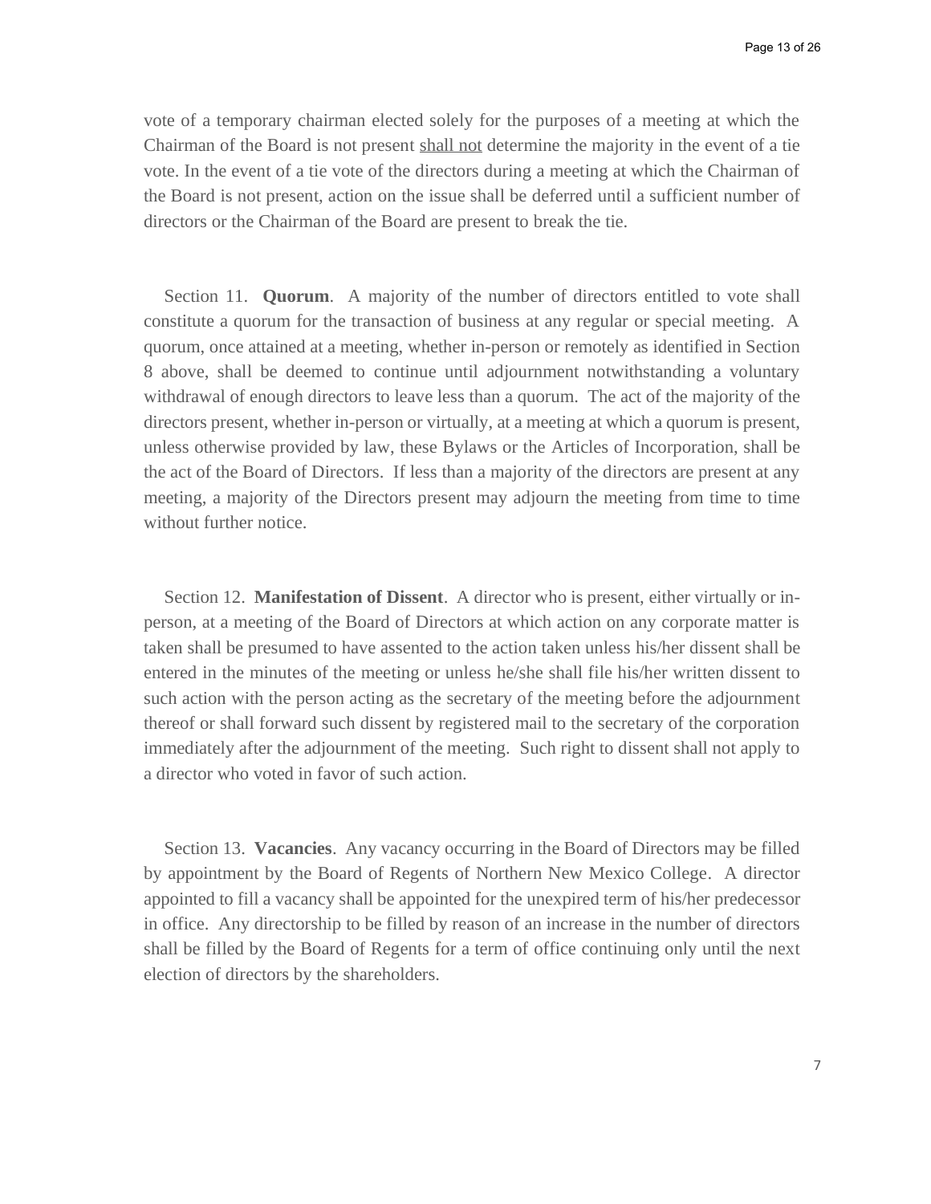vote of a temporary chairman elected solely for the purposes of a meeting at which the Chairman of the Board is not present <u>shall not</u> determine the majority in the event of a tie vote. In the event of a tie vote of the directors during a meeting at which the Chairman of the Board is not present, action on the issue shall be deferred until a sufficient number of directors or the Chairman of the Board are present to break the tie.

Section 11. **Quorum**. A majority of the number of directors entitled to vote shall constitute a quorum for the transaction of business at any regular or special meeting. A quorum, once attained at a meeting, whether in-person or remotely as identified in Section 8 above, shall be deemed to continue until adjournment notwithstanding a voluntary withdrawal of enough directors to leave less than a quorum. The act of the majority of the directors present, whether in-person or virtually, at a meeting at which a quorum is present, unless otherwise provided by law, these Bylaws or the Articles of Incorporation, shall be the act of the Board of Directors. If less than a majority of the directors are present at any meeting, a majority of the Directors present may adjourn the meeting from time to time without further notice.

Section 12. **Manifestation of Dissent**. A director who is present, either virtually or in-person, at a meeting of the Board of Directors at which action on any corporate matter is taken shall be presumed to have assented to the action taken unless his/her dissent shall be entered in the minutes of the meeting or unless he/she shall file his/her written dissent to such action with the person acting as the secretary of the meeting before the adjournment thereof or shall forward such dissent by registered mail to the secretary of the corporation immediately after the adjournment of the meeting. Such right to dissent shall not apply to a director who voted in favor of such action.

Section 13. **Vacancies**. Any vacancy occurring in the Board of Directors may be filled by appointment by the Board of Regents of Northern New Mexico College. A director appointed to fill a vacancy shall be appointed for the unexpired term of his/her predecessor in office. Any directorship to be filled by reason of an increase in the number of directors shall be filled by the Board of Regents for a term of office continuing only until the next election of directors by the shareholders.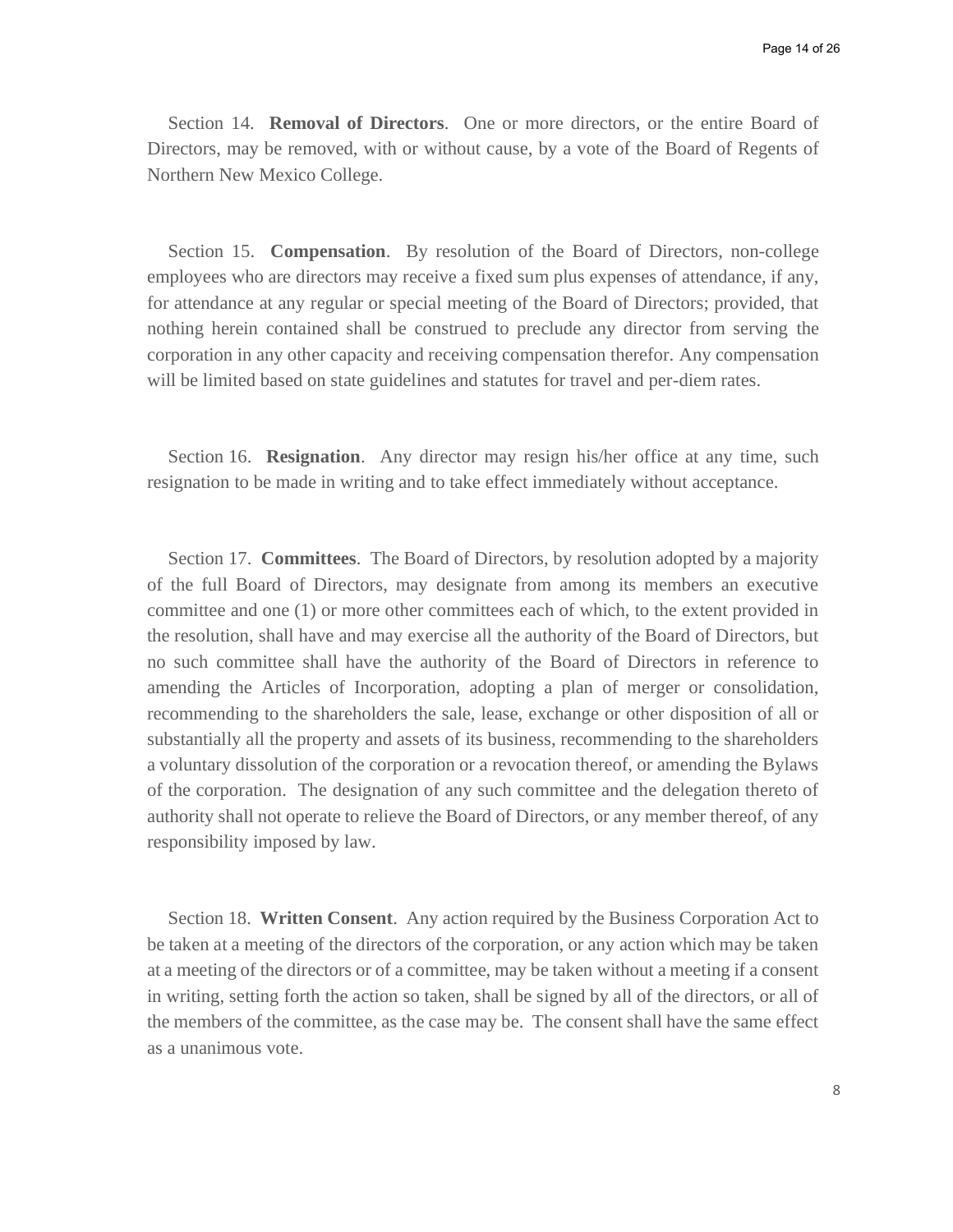Section 14. **Removal of Directors**. One or more directors, or the entire Board of Directors, may be removed, with or without cause, by a vote of the Board of Regents of Northern New Mexico College.

Section 15. **Compensation**. By resolution of the Board of Directors, non-college employees who are directors may receive a fixed sum plus expenses of attendance, if any, for attendance at any regular or special meeting of the Board of Directors; provided, that nothing herein contained shall be construed to preclude any director from serving the corporation in any other capacity and receiving compensation therefor. Any compensation will be limited based on state guidelines and statutes for travel and per-diem rates.

Section 16. **Resignation**. Any director may resign his/her office at any time, such resignation to be made in writing and to take effect immediately without acceptance.

Section 17. **Committees**. The Board of Directors, by resolution adopted by a majority of the full Board of Directors, may designate from among its members an executive committee and one (1) or more other committees each of which, to the extent provided in the resolution, shall have and may exercise all the authority of the Board of Directors, but no such committee shall have the authority of the Board of Directors in reference to amending the Articles of Incorporation, adopting a plan of merger or consolidation, recommending to the shareholders the sale, lease, exchange or other disposition of all or substantially all the property and assets of its business, recommending to the shareholders a voluntary dissolution of the corporation or a revocation thereof, or amending the Bylaws of the corporation. The designation of any such committee and the delegation thereto of authority shall not operate to relieve the Board of Directors, or any member thereof, of any responsibility imposed by law.

Section 18. **Written Consent**. Any action required by the Business Corporation Act to be taken at a meeting of the directors of the corporation, or any action which may be taken at a meeting of the directors or of a committee, may be taken without a meeting if a consent in writing, setting forth the action so taken, shall be signed by all of the directors, or all of the members of the committee, as the case may be. The consent shall have the same effect as a unanimous vote.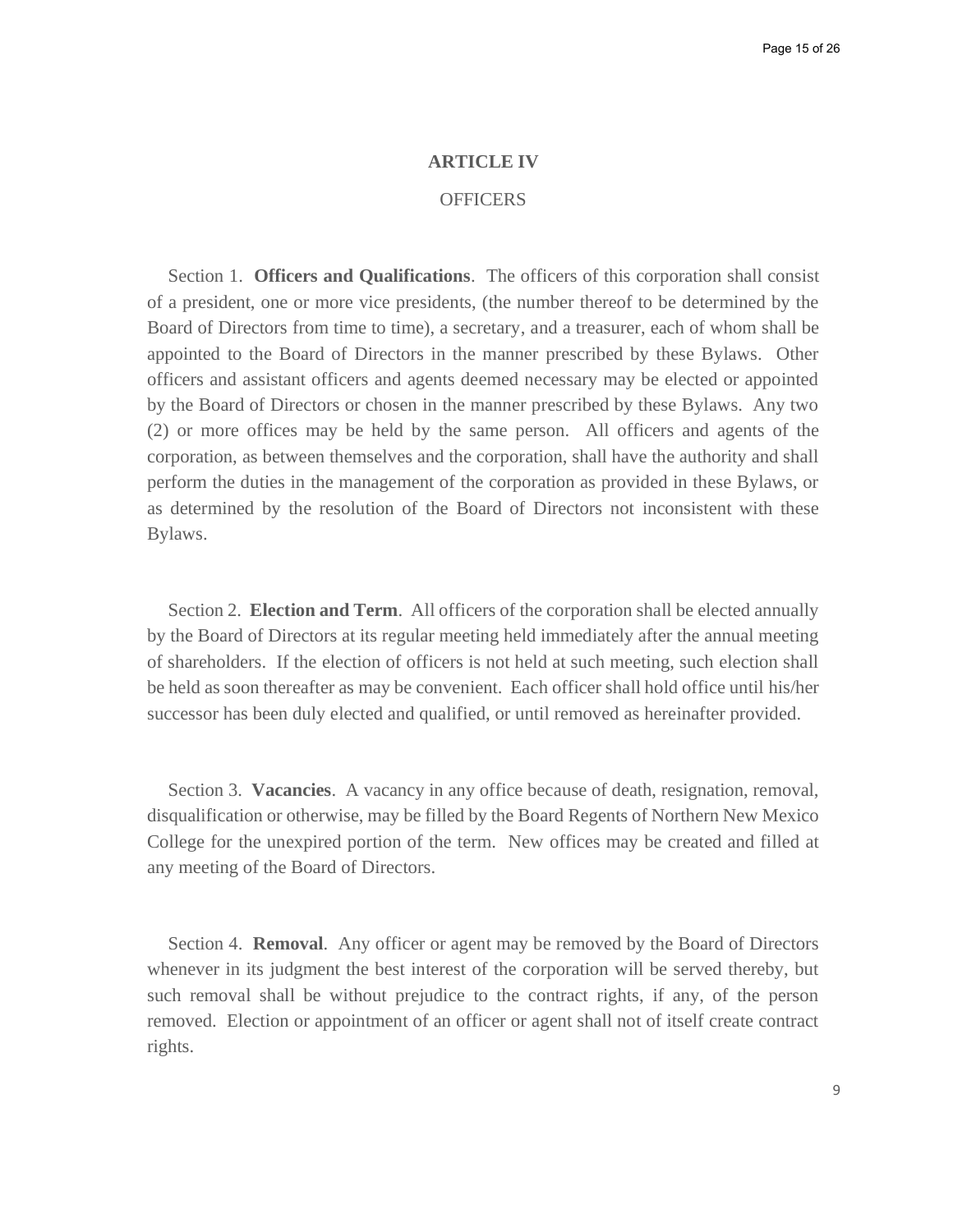# ARTICLE IV

## OFFICERS

Section 1. **Officers and Qualifications**. The officers of this corporation shall consist of a president, one or more vice presidents, (the number thereof to be determined by the Board of Directors from time to time), a secretary, and a treasurer, each of whom shall be appointed to the Board of Directors in the manner prescribed by these Bylaws. Other officers and assistant officers and agents deemed necessary may be elected or appointed by the Board of Directors or chosen in the manner prescribed by these Bylaws. Any two (2) or more offices may be held by the same person. All officers and agents of the corporation, as between themselves and the corporation, shall have the authority and shall perform the duties in the management of the corporation as provided in these Bylaws, or as determined by the resolution of the Board of Directors not inconsistent with these Bylaws.

Section 2. **Election and Term**. All officers of the corporation shall be elected annually by the Board of Directors at its regular meeting held immediately after the annual meeting of shareholders. If the election of officers is not held at such meeting, such election shall be held as soon thereafter as may be convenient. Each officer shall hold office until his/her successor has been duly elected and qualified, or until removed as hereinafter provided.

Section 3. **Vacancies**. A vacancy in any office because of death, resignation, removal, disqualification or otherwise, may be filled by the Board Regents of Northern New Mexico College for the unexpired portion of the term. New offices may be created and filled at any meeting of the Board of Directors.

Section 4. **Removal**. Any officer or agent may be removed by the Board of Directors whenever in its judgment the best interest of the corporation will be served thereby, but such removal shall be without prejudice to the contract rights, if any, of the person removed. Election or appointment of an officer or agent shall not of itself create contract rights.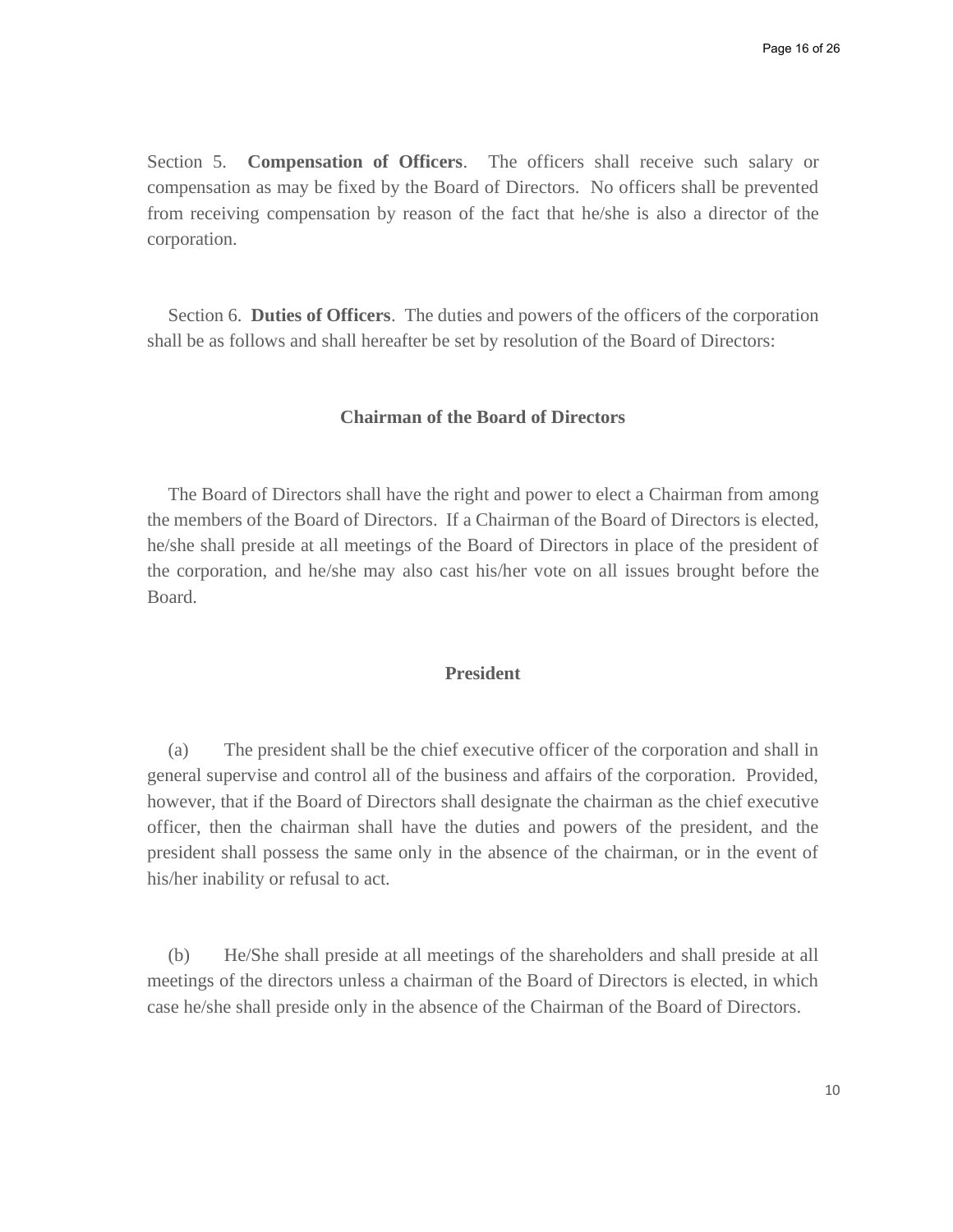Section 5. **Compensation of Officers**. The officers shall receive such salary or compensation as may be fixed by the Board of Directors. No officers shall be prevented from receiving compensation by reason of the fact that he/she is also a director of the corporation.

Section 6. **Duties of Officers**. The duties and powers of the officers of the corporation shall be as follows and shall hereafter be set by resolution of the Board of Directors:

### Chairman of the Board of Directors

The Board of Directors shall have the right and power to elect a Chairman from among the members of the Board of Directors. If a Chairman of the Board of Directors is elected, he/she shall preside at all meetings of the Board of Directors in place of the president of the corporation, and he/she may also cast his/her vote on all issues brought before the Board.

### President

(a) The president shall be the chief executive officer of the corporation and shall in general supervise and control all of the business and affairs of the corporation. Provided, however, that if the Board of Directors shall designate the chairman as the chief executive officer, then the chairman shall have the duties and powers of the president, and the president shall possess the same only in the absence of the chairman, or in the event of his/her inability or refusal to act.

(b) He/She shall preside at all meetings of the shareholders and shall preside at all meetings of the directors unless a chairman of the Board of Directors is elected, in which case he/she shall preside only in the absence of the Chairman of the Board of Directors.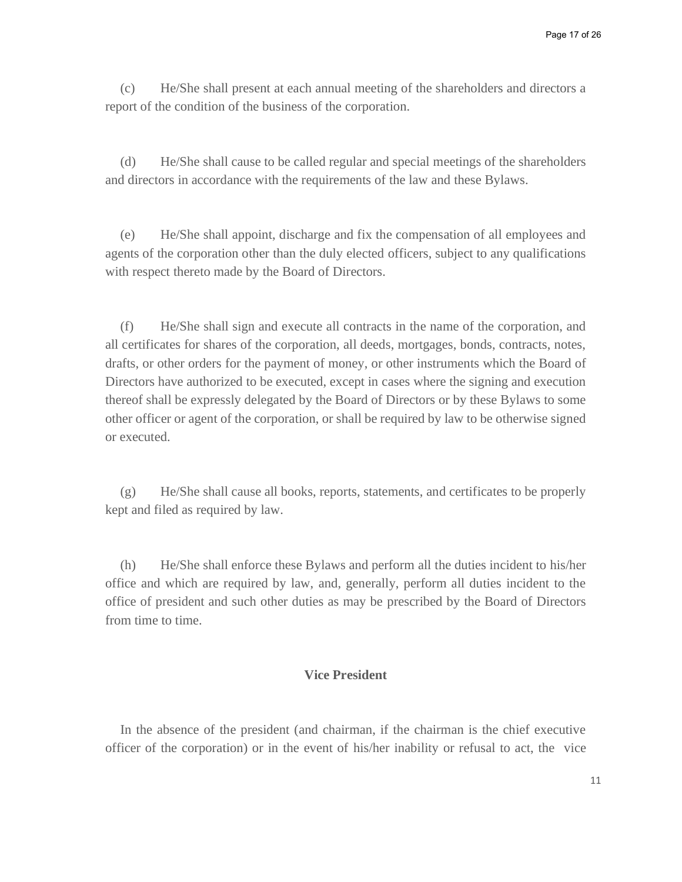(c) He/She shall present at each annual meeting of the shareholders and directors a report of the condition of the business of the corporation.

(d) He/She shall cause to be called regular and special meetings of the shareholders and directors in accordance with the requirements of the law and these Bylaws.

(e) He/She shall appoint, discharge and fix the compensation of all employees and agents of the corporation other than the duly elected officers, subject to any qualifications with respect thereto made by the Board of Directors.

(f) He/She shall sign and execute all contracts in the name of the corporation, and all certificates for shares of the corporation, all deeds, mortgages, bonds, contracts, notes, drafts, or other orders for the payment of money, or other instruments which the Board of Directors have authorized to be executed, except in cases where the signing and execution thereof shall be expressly delegated by the Board of Directors or by these Bylaws to some other officer or agent of the corporation, or shall be required by law to be otherwise signed or executed.

(g) He/She shall cause all books, reports, statements, and certificates to be properly kept and filed as required by law.

(h) He/She shall enforce these Bylaws and perform all the duties incident to his/her office and which are required by law, and, generally, perform all duties incident to the office of president and such other duties as may be prescribed by the Board of Directors from time to time.

**Vice President**

In the absence of the president (and chairman, if the chairman is the chief executive officer of the corporation) or in the event of his/her inability or refusal to act, the vice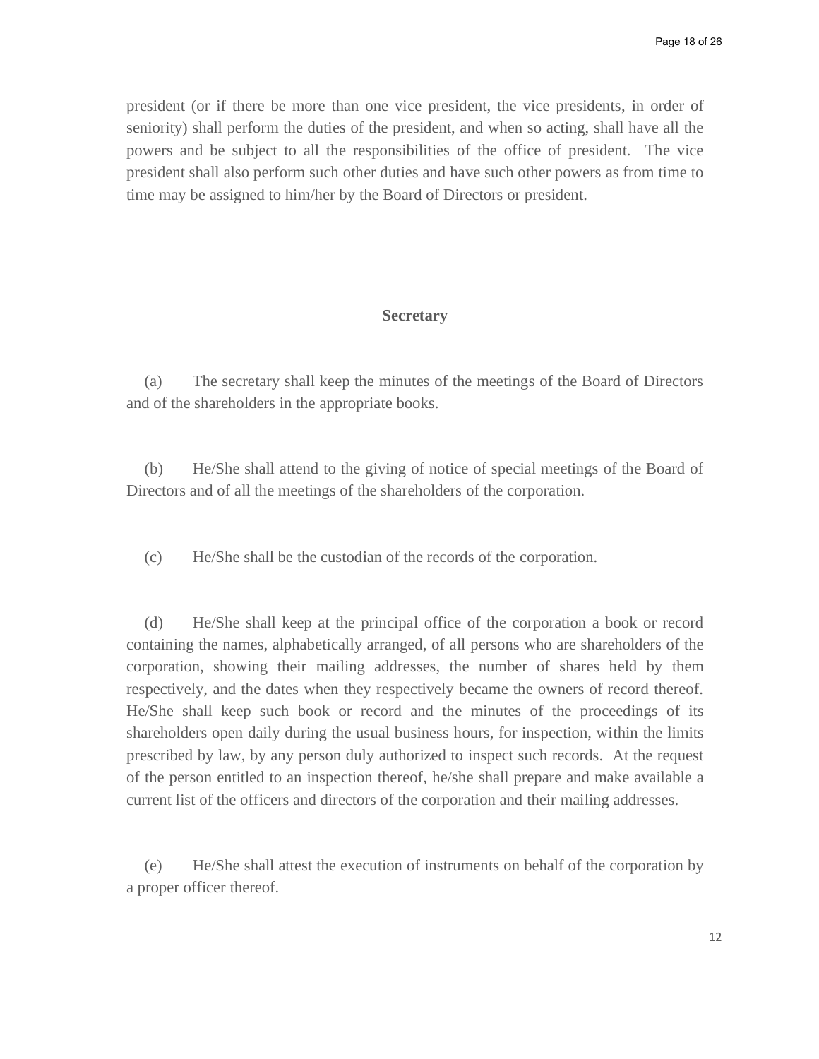president (or if there be more than one vice president, the vice presidents, in order of seniority) shall perform the duties of the president, and when so acting, shall have all the powers and be subject to all the responsibilities of the office of president. The vice president shall also perform such other duties and have such other powers as from time to time may be assigned to him/her by the Board of Directors or president.

### Secretary

(a) The secretary shall keep the minutes of the meetings of the Board of Directors and of the shareholders in the appropriate books.

(b) He/She shall attend to the giving of notice of special meetings of the Board of Directors and of all the meetings of the shareholders of the corporation.

(c) He/She shall be the custodian of the records of the corporation.

(d) He/She shall keep at the principal office of the corporation a book or record containing the names, alphabetically arranged, of all persons who are shareholders of the corporation, showing their mailing addresses, the number of shares held by them respectively, and the dates when they respectively became the owners of record thereof. He/She shall keep such book or record and the minutes of the proceedings of its shareholders open daily during the usual business hours, for inspection, within the limits prescribed by law, by any person duly authorized to inspect such records. At the request of the person entitled to an inspection thereof, he/she shall prepare and make available a current list of the officers and directors of the corporation and their mailing addresses.

(e) He/She shall attest the execution of instruments on behalf of the corporation by a proper officer thereof.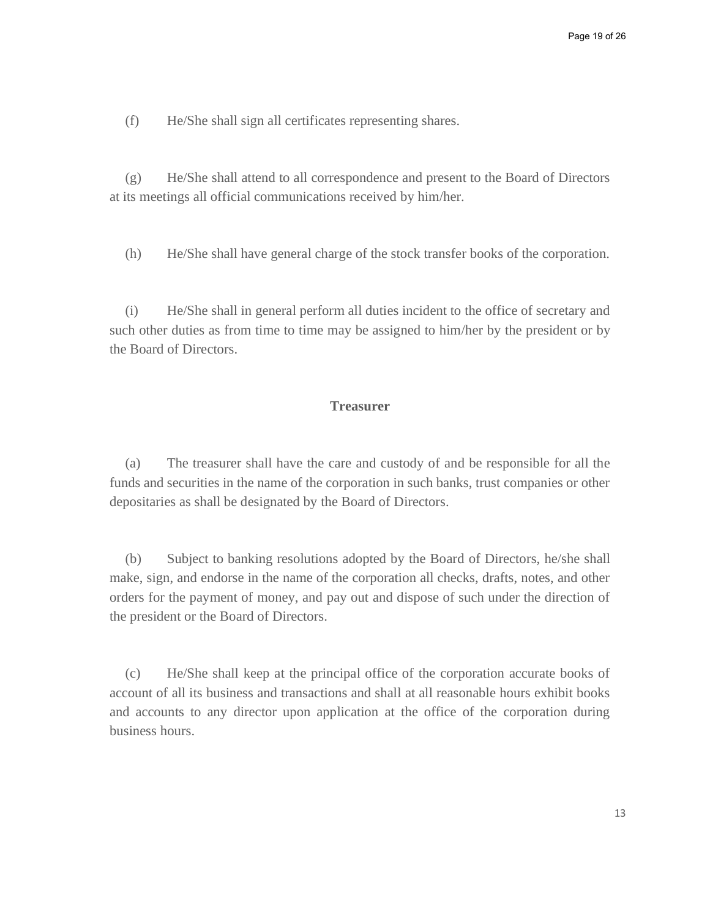(f) He/She shall sign all certificates representing shares.

(g) He/She shall attend to all correspondence and present to the Board of Directors at its meetings all official communications received by him/her.

(h) He/She shall have general charge of the stock transfer books of the corporation.

(i) He/She shall in general perform all duties incident to the office of secretary and such other duties as from time to time may be assigned to him/her by the president or by the Board of Directors.

**Treasurer**

(a) The treasurer shall have the care and custody of and be responsible for all the funds and securities in the name of the corporation in such banks, trust companies or other depositaries as shall be designated by the Board of Directors.

(b) Subject to banking resolutions adopted by the Board of Directors, he/she shall make, sign, and endorse in the name of the corporation all checks, drafts, notes, and other orders for the payment of money, and pay out and dispose of such under the direction of the president or the Board of Directors.

(c) He/She shall keep at the principal office of the corporation accurate books of account of all its business and transactions and shall at all reasonable hours exhibit books and accounts to any director upon application at the office of the corporation during business hours.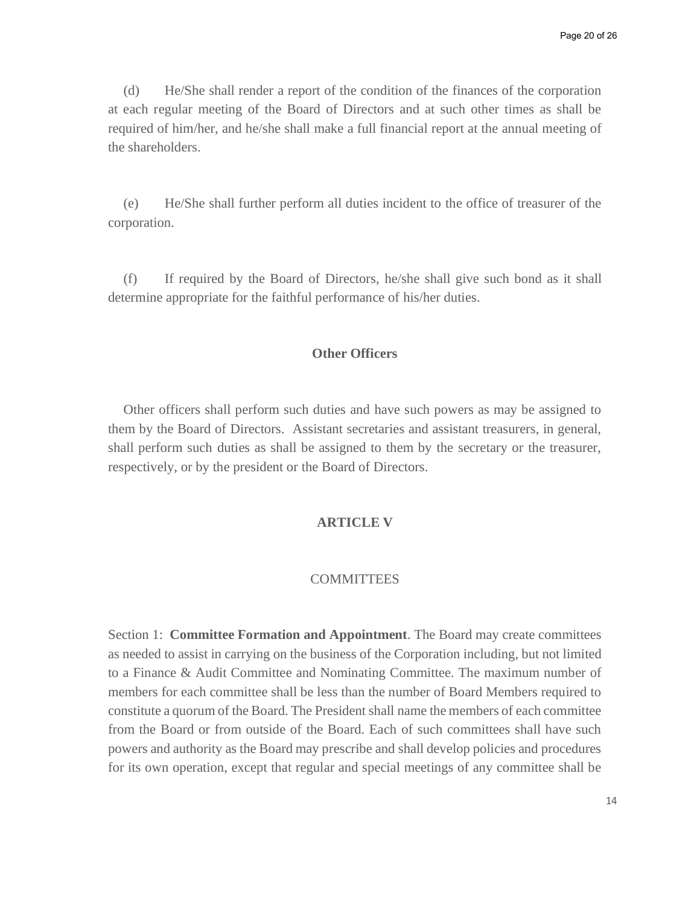(d) He/She shall render a report of the condition of the finances of the corporation at each regular meeting of the Board of Directors and at such other times as shall be required of him/her, and he/she shall make a full financial report at the annual meeting of the shareholders.

(e) He/She shall further perform all duties incident to the office of treasurer of the corporation.

(f) If required by the Board of Directors, he/she shall give such bond as it shall determine appropriate for the faithful performance of his/her duties.

### Other Officers

Other officers shall perform such duties and have such powers as may be assigned to them by the Board of Directors. Assistant secretaries and assistant treasurers, in general, shall perform such duties as shall be assigned to them by the secretary or the treasurer, respectively, or by the president or the Board of Directors.

## ARTICLE V

## COMMITTEES

Section 1: **Committee Formation and Appointment**. The Board may create committees as needed to assist in carrying on the business of the Corporation including, but not limited to a Finance & Audit Committee and Nominating Committee. The maximum number of members for each committee shall be less than the number of Board Members required to constitute a quorum of the Board. The President shall name the members of each committee from the Board or from outside of the Board. Each of such committees shall have such powers and authority as the Board may prescribe and shall develop policies and procedures for its own operation, except that regular and special meetings of any committee shall be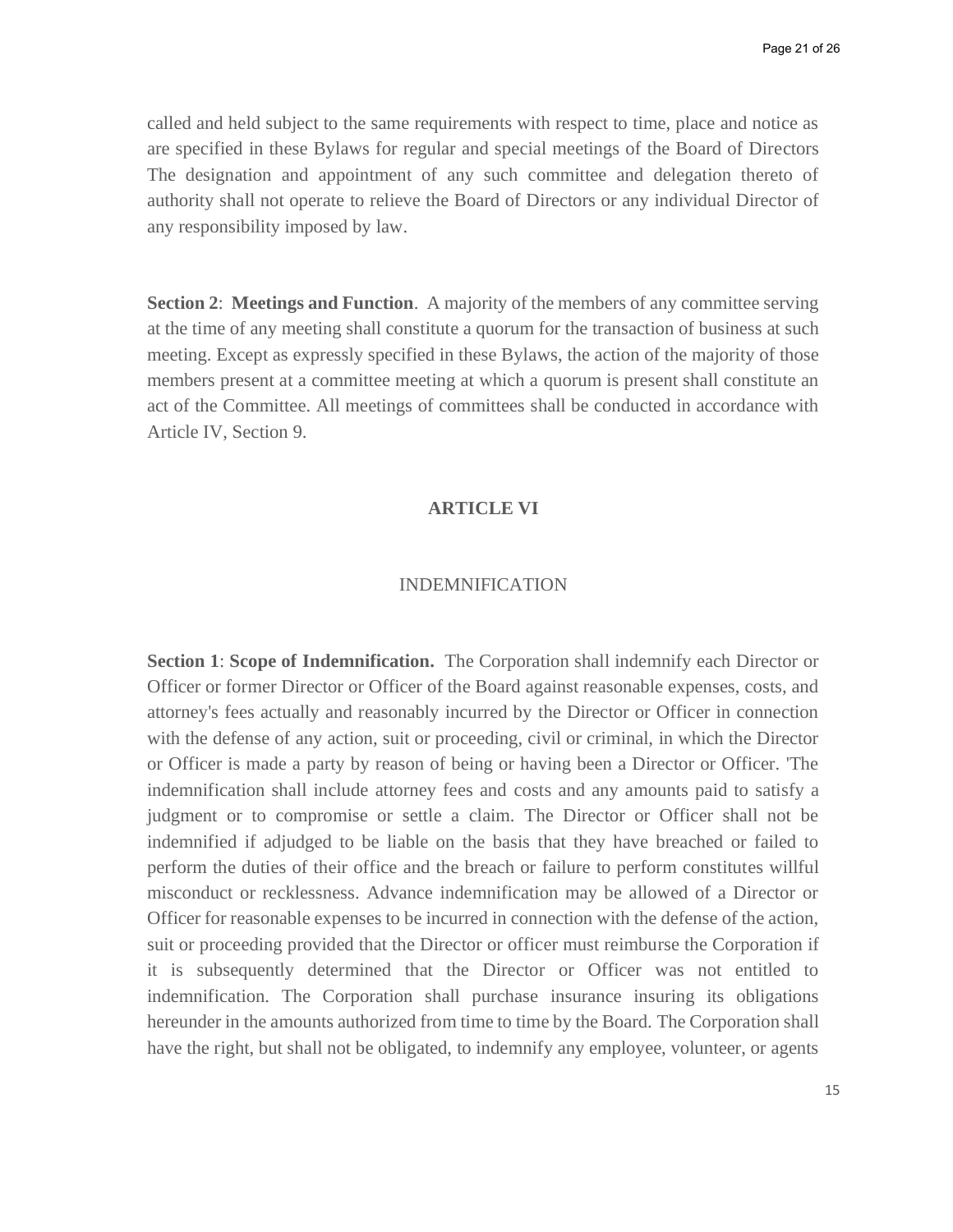called and held subject to the same requirements with respect to time, place and notice as are specified in these Bylaws for regular and special meetings of the Board of Directors The designation and appointment of any such committee and delegation thereto of authority shall not operate to relieve the Board of Directors or any individual Director of any responsibility imposed by law.

**Section 2**: **Meetings and Function**. A majority of the members of any committee serving at the time of any meeting shall constitute a quorum for the transaction of business at such meeting. Except as expressly specified in these Bylaws, the action of the majority of those members present at a committee meeting at which a quorum is present shall constitute an act of the Committee. All meetings of committees shall be conducted in accordance with Article IV, Section 9.

## ARTICLE VI

### INDEMNIFICATION

**Section 1**: **Scope of Indemnification.** The Corporation shall indemnify each Director or Officer or former Director or Officer of the Board against reasonable expenses, costs, and attorney's fees actually and reasonably incurred by the Director or Officer in connection with the defense of any action, suit or proceeding, civil or criminal, in which the Director or Officer is made a party by reason of being or having been a Director or Officer. 'The indemnification shall include attorney fees and costs and any amounts paid to satisfy a judgment or to compromise or settle a claim. The Director or Officer shall not be indemnified if adjudged to be liable on the basis that they have breached or failed to perform the duties of their office and the breach or failure to perform constitutes willful misconduct or recklessness. Advance indemnification may be allowed of a Director or Officer for reasonable expenses to be incurred in connection with the defense of the action, suit or proceeding provided that the Director or officer must reimburse the Corporation if it is subsequently determined that the Director or Officer was not entitled to indemnification. The Corporation shall purchase insurance insuring its obligations hereunder in the amounts authorized from time to time by the Board. The Corporation shall have the right, but shall not be obligated, to indemnify any employee, volunteer, or agents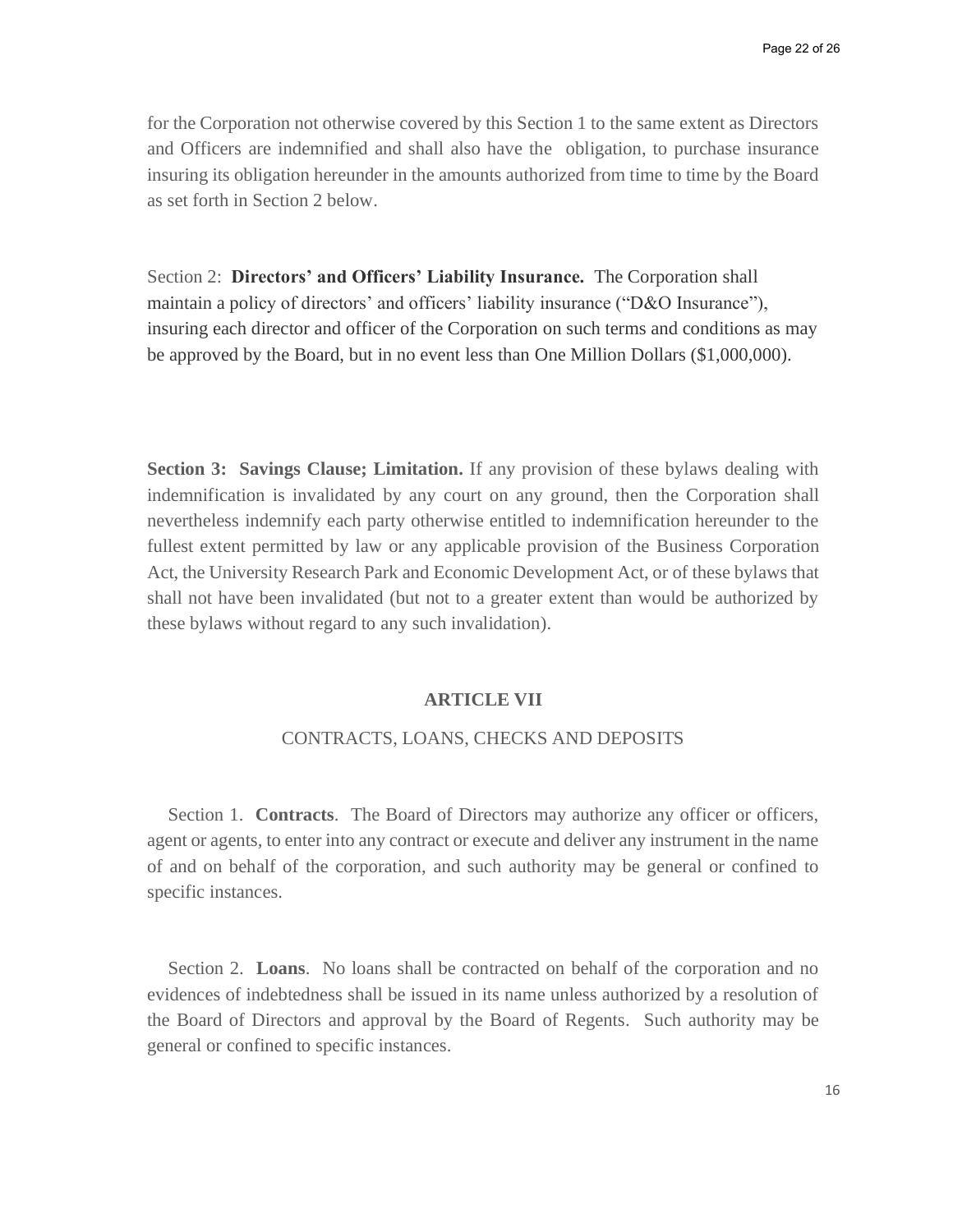for the Corporation not otherwise covered by this Section 1 to the same extent as Directors and Officers are indemnified and shall also have the obligation, to purchase insurance insuring its obligation hereunder in the amounts authorized from time to time by the Board as set forth in Section 2 below.

Section 2: **Directors' and Officers' Liability Insurance.** The Corporation shall maintain a policy of directors' and officers' liability insurance ("D&O Insurance"), insuring each director and officer of the Corporation on such terms and conditions as may be approved by the Board, but in no event less than One Million Dollars ($1,000,000).

**Section 3: Savings Clause; Limitation.** If any provision of these bylaws dealing with indemnification is invalidated by any court on any ground, then the Corporation shall nevertheless indemnify each party otherwise entitled to indemnification hereunder to the fullest extent permitted by law or any applicable provision of the Business Corporation Act, the University Research Park and Economic Development Act, or of these bylaws that shall not have been invalidated (but not to a greater extent than would be authorized by these bylaws without regard to any such invalidation).

## ARTICLE VII

### CONTRACTS, LOANS, CHECKS AND DEPOSITS

Section 1. **Contracts**. The Board of Directors may authorize any officer or officers, agent or agents, to enter into any contract or execute and deliver any instrument in the name of and on behalf of the corporation, and such authority may be general or confined to specific instances.

Section 2. **Loans**. No loans shall be contracted on behalf of the corporation and no evidences of indebtedness shall be issued in its name unless authorized by a resolution of the Board of Directors and approval by the Board of Regents. Such authority may be general or confined to specific instances.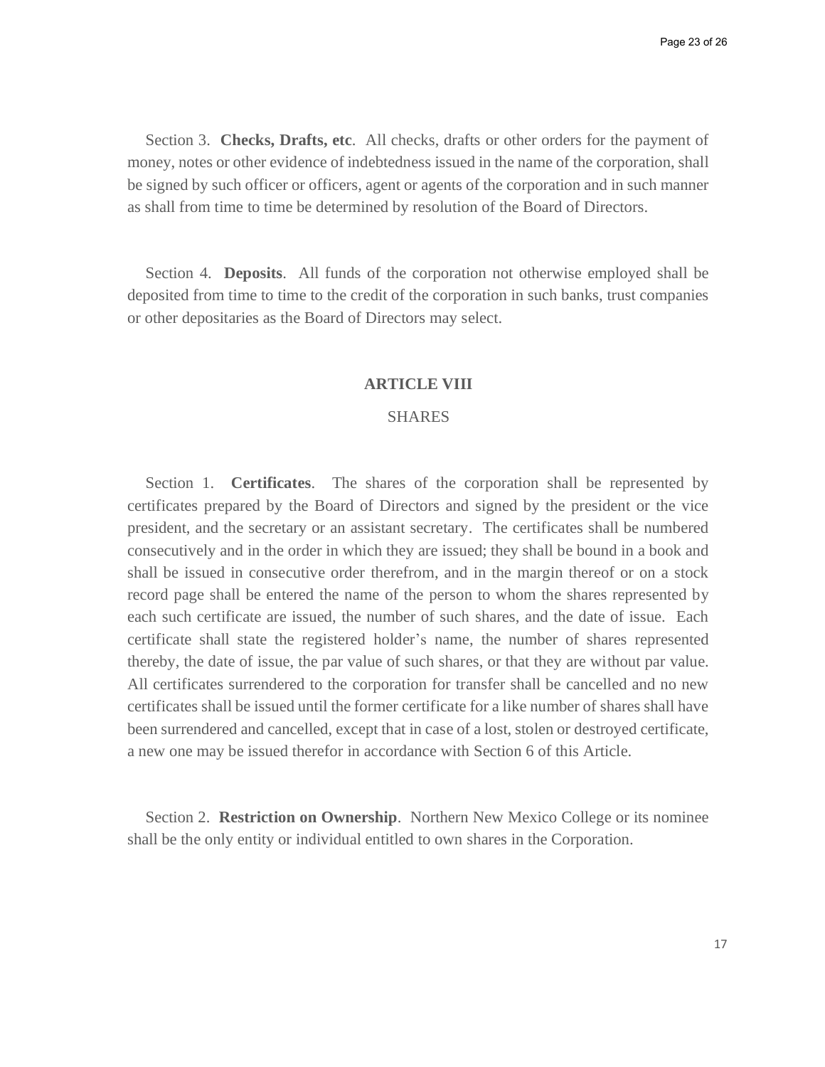Section 3. **Checks, Drafts, etc**. All checks, drafts or other orders for the payment of money, notes or other evidence of indebtedness issued in the name of the corporation, shall be signed by such officer or officers, agent or agents of the corporation and in such manner as shall from time to time be determined by resolution of the Board of Directors.

Section 4. **Deposits**. All funds of the corporation not otherwise employed shall be deposited from time to time to the credit of the corporation in such banks, trust companies or other depositaries as the Board of Directors may select.

## ARTICLE VIII

### SHARES

Section 1. **Certificates**. The shares of the corporation shall be represented by certificates prepared by the Board of Directors and signed by the president or the vice president, and the secretary or an assistant secretary. The certificates shall be numbered consecutively and in the order in which they are issued; they shall be bound in a book and shall be issued in consecutive order therefrom, and in the margin thereof or on a stock record page shall be entered the name of the person to whom the shares represented by each such certificate are issued, the number of such shares, and the date of issue. Each certificate shall state the registered holder's name, the number of shares represented thereby, the date of issue, the par value of such shares, or that they are without par value. All certificates surrendered to the corporation for transfer shall be cancelled and no new certificates shall be issued until the former certificate for a like number of shares shall have been surrendered and cancelled, except that in case of a lost, stolen or destroyed certificate, a new one may be issued therefor in accordance with Section 6 of this Article.

Section 2. **Restriction on Ownership**. Northern New Mexico College or its nominee shall be the only entity or individual entitled to own shares in the Corporation.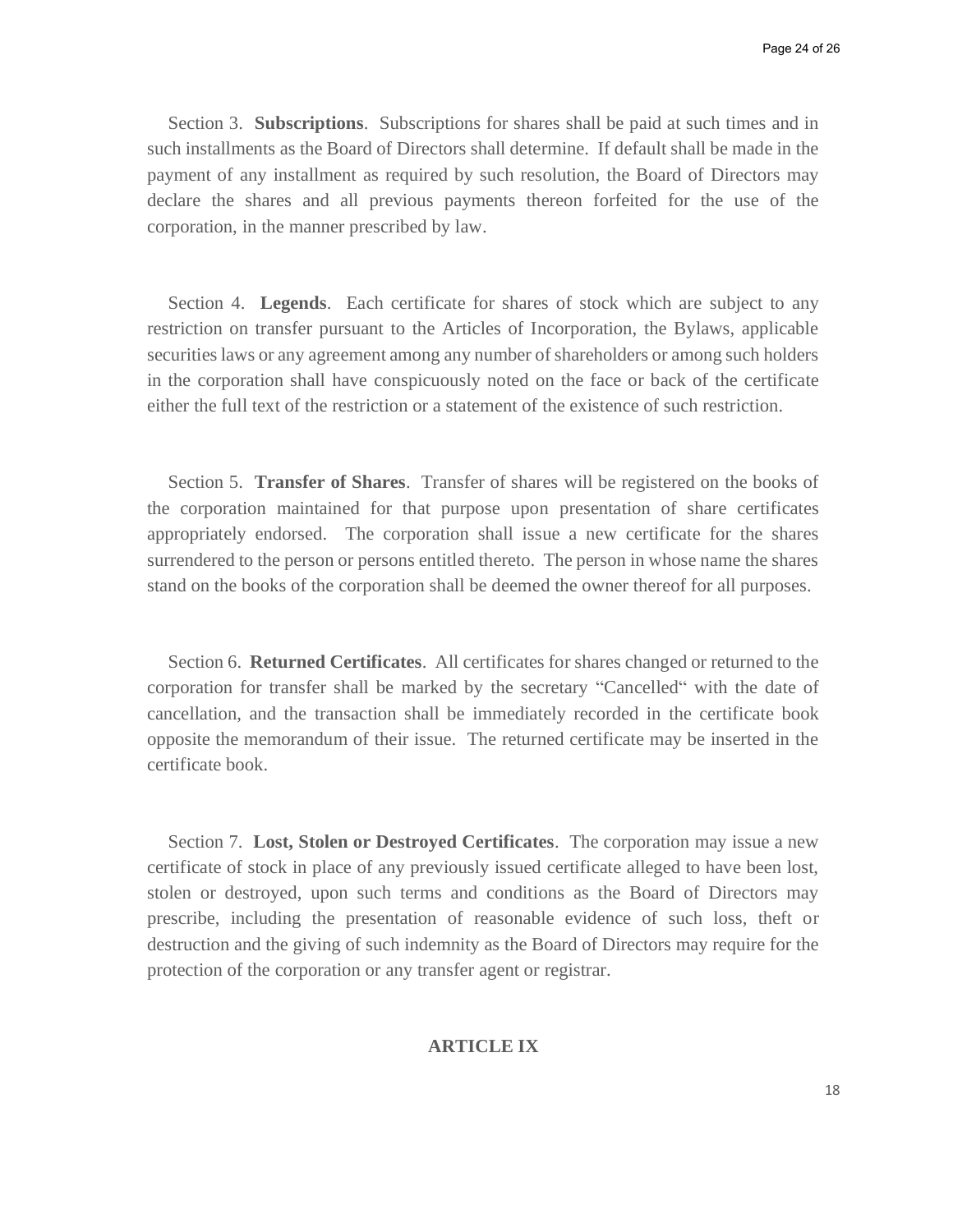Section 3. **Subscriptions**. Subscriptions for shares shall be paid at such times and in such installments as the Board of Directors shall determine. If default shall be made in the payment of any installment as required by such resolution, the Board of Directors may declare the shares and all previous payments thereon forfeited for the use of the corporation, in the manner prescribed by law.

Section 4. **Legends**. Each certificate for shares of stock which are subject to any restriction on transfer pursuant to the Articles of Incorporation, the Bylaws, applicable securities laws or any agreement among any number of shareholders or among such holders in the corporation shall have conspicuously noted on the face or back of the certificate either the full text of the restriction or a statement of the existence of such restriction.

Section 5. **Transfer of Shares**. Transfer of shares will be registered on the books of the corporation maintained for that purpose upon presentation of share certificates appropriately endorsed. The corporation shall issue a new certificate for the shares surrendered to the person or persons entitled thereto. The person in whose name the shares stand on the books of the corporation shall be deemed the owner thereof for all purposes.

Section 6. **Returned Certificates**. All certificates for shares changed or returned to the corporation for transfer shall be marked by the secretary "Cancelled" with the date of cancellation, and the transaction shall be immediately recorded in the certificate book opposite the memorandum of their issue. The returned certificate may be inserted in the certificate book.

Section 7. **Lost, Stolen or Destroyed Certificates**. The corporation may issue a new certificate of stock in place of any previously issued certificate alleged to have been lost, stolen or destroyed, upon such terms and conditions as the Board of Directors may prescribe, including the presentation of reasonable evidence of such loss, theft or destruction and the giving of such indemnity as the Board of Directors may require for the protection of the corporation or any transfer agent or registrar.

## ARTICLE IX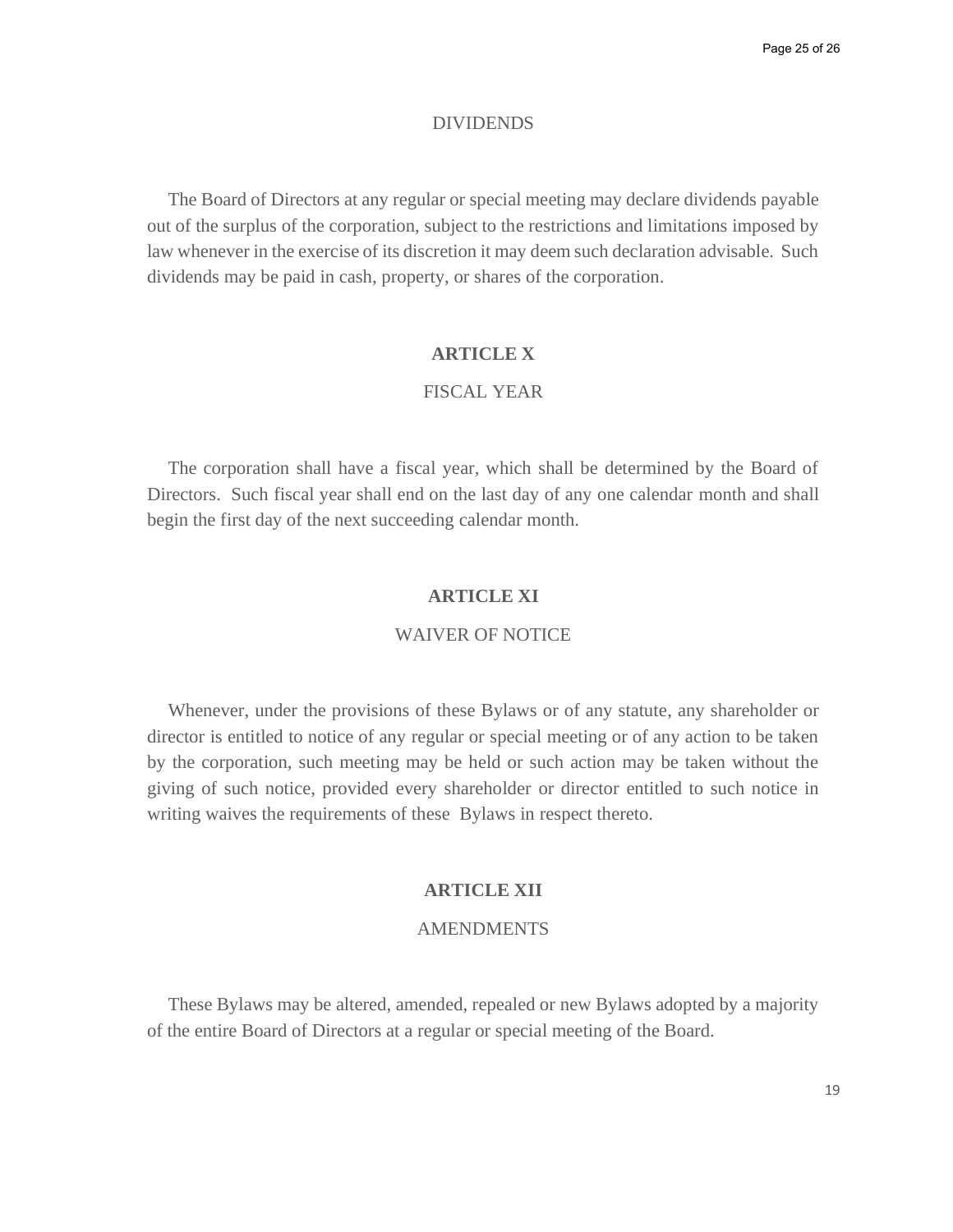DIVIDENDS

The Board of Directors at any regular or special meeting may declare dividends payable out of the surplus of the corporation, subject to the restrictions and limitations imposed by law whenever in the exercise of its discretion it may deem such declaration advisable. Such dividends may be paid in cash, property, or shares of the corporation.

## ARTICLE X

FISCAL YEAR

The corporation shall have a fiscal year, which shall be determined by the Board of Directors. Such fiscal year shall end on the last day of any one calendar month and shall begin the first day of the next succeeding calendar month.

## ARTICLE XI

WAIVER OF NOTICE

Whenever, under the provisions of these Bylaws or of any statute, any shareholder or director is entitled to notice of any regular or special meeting or of any action to be taken by the corporation, such meeting may be held or such action may be taken without the giving of such notice, provided every shareholder or director entitled to such notice in writing waives the requirements of these Bylaws in respect thereto.

## ARTICLE XII

AMENDMENTS

These Bylaws may be altered, amended, repealed or new Bylaws adopted by a majority of the entire Board of Directors at a regular or special meeting of the Board.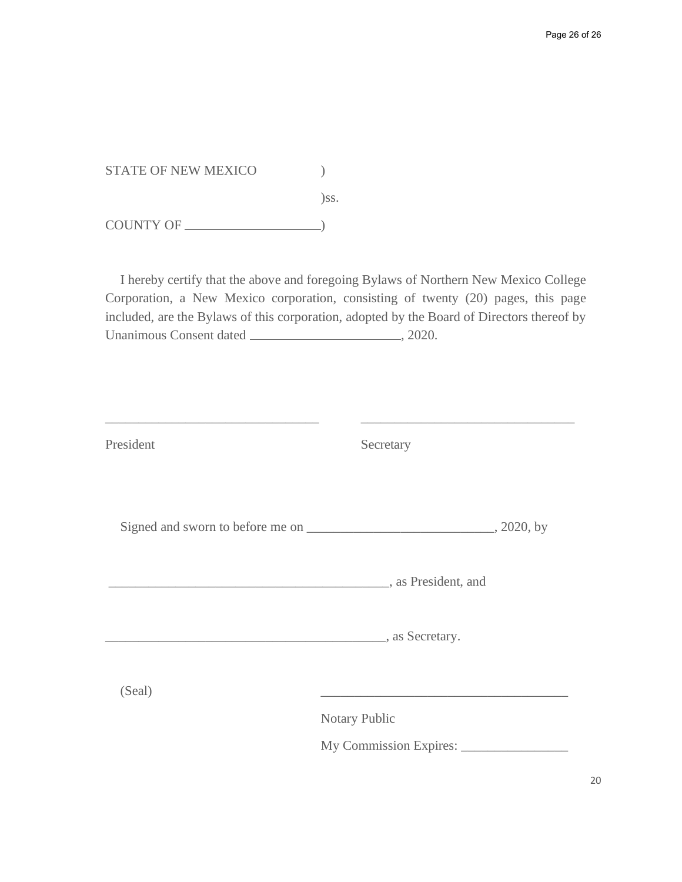STATE OF NEW MEXICO )

)ss.

COUNTY OF \_\_\_\_\_\_\_\_\_\_\_\_\_\_\_\_\_\_\_\_)

I hereby certify that the above and foregoing Bylaws of Northern New Mexico College Corporation, a New Mexico corporation, consisting of twenty (20) pages, this page included, are the Bylaws of this corporation, adopted by the Board of Directors thereof by Unanimous Consent dated \_\_\_\_\_\_\_\_\_\_\_\_\_\_\_\_\_\_\_\_\_\_, 2020.

\_\_\_\_\_\_\_\_\_\_\_\_\_\_\_\_\_\_\_\_\_\_\_\_\_\_\_\_\_\_\_\_ \_\_\_\_\_\_\_\_\_\_\_\_\_\_\_\_\_\_\_\_\_\_\_\_\_\_\_\_\_\_\_\_

President Secretary

Signed and sworn to before me on \_\_\_\_\_\_\_\_\_\_\_\_\_\_\_\_\_\_\_\_\_\_\_\_\_\_\_\_, 2020, by

\_\_\_\_\_\_\_\_\_\_\_\_\_\_\_\_\_\_\_\_\_\_\_\_\_\_\_\_\_\_\_\_\_\_\_\_\_\_\_\_\_\_, as President, and

\_\_\_\_\_\_\_\_\_\_\_\_\_\_\_\_\_\_\_\_\_\_\_\_\_\_\_\_\_\_\_\_\_\_\_\_\_\_\_\_\_\_, as Secretary.

(Seal) \_\_\_\_\_\_\_\_\_\_\_\_\_\_\_\_\_\_\_\_\_\_\_\_\_\_\_\_\_\_\_\_\_\_\_\_\_

Notary Public

My Commission Expires: \_\_\_\_\_\_\_\_\_\_\_\_\_\_\_\_